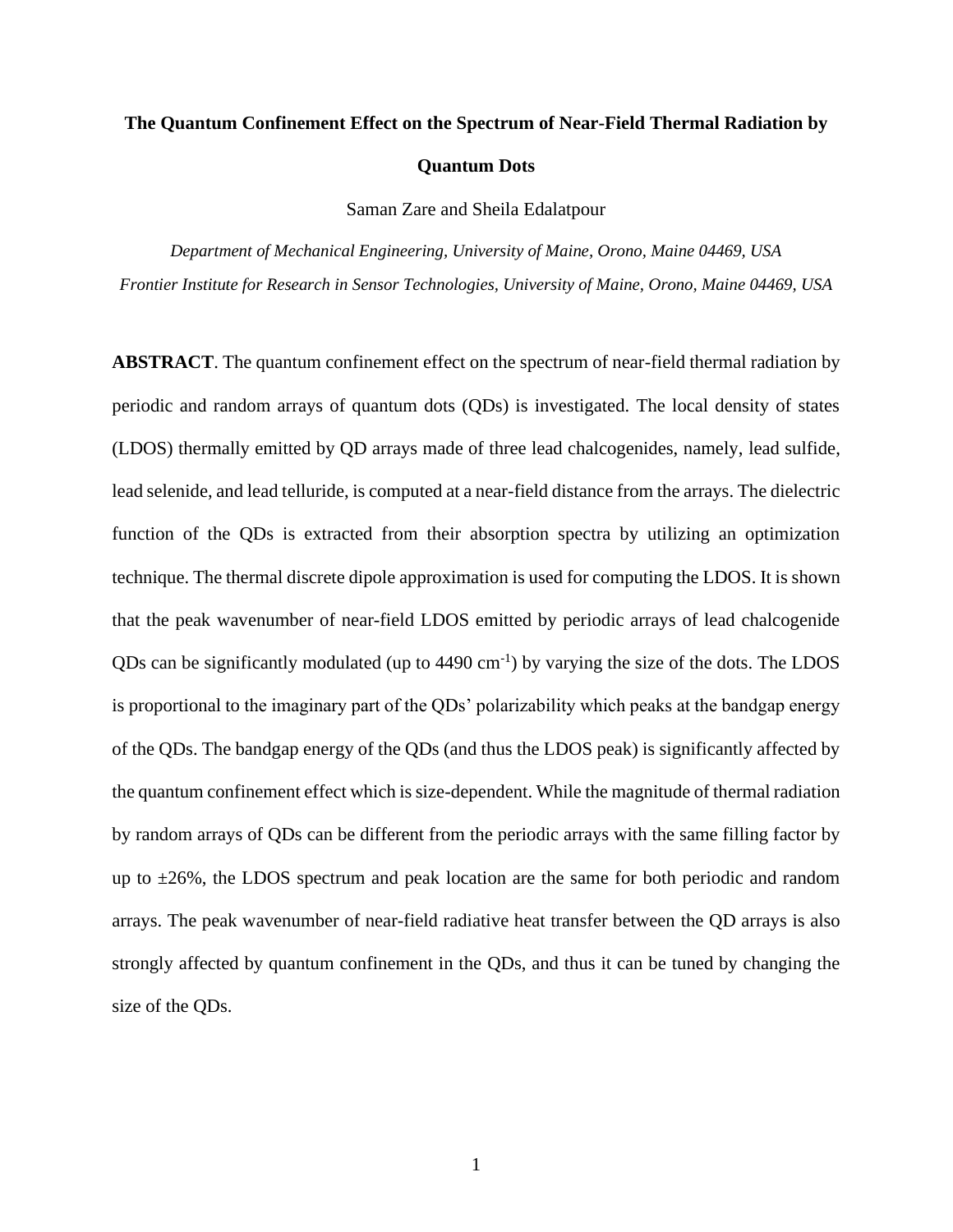# The Quantum Confinement Effect on the Spectrum of Near-Field Thermal Radiation by Quantum Dots

Saman Zare and Sheila Edalatpour

*Department of Mechanical Engineering, University of Maine, Orono, Maine 04469, USA*

*Frontier Institute for Research in Sensor Technologies, University of Maine, Orono, Maine 04469, USA*

**ABSTRACT**. The quantum confinement effect on the spectrum of near-field thermal radiation by periodic and random arrays of quantum dots (QDs) is investigated. The local density of states (LDOS) thermally emitted by QD arrays made of three lead chalcogenides, namely, lead sulfide, lead selenide, and lead telluride, is computed at a near-field distance from the arrays. The dielectric function of the QDs is extracted from their absorption spectra by utilizing an optimization technique. The thermal discrete dipole approximation is used for computing the LDOS. It is shown that the peak wavenumber of near-field LDOS emitted by periodic arrays of lead chalcogenide QDs can be significantly modulated (up to 4490 $cm^{-1}$) by varying the size of the dots. The LDOS is proportional to the imaginary part of the QDs' polarizability which peaks at the bandgap energy of the QDs. The bandgap energy of the QDs (and thus the LDOS peak) is significantly affected by the quantum confinement effect which is size-dependent. While the magnitude of thermal radiation by random arrays of QDs can be different from the periodic arrays with the same filling factor by up to ±26%, the LDOS spectrum and peak location are the same for both periodic and random arrays. The peak wavenumber of near-field radiative heat transfer between the QD arrays is also strongly affected by quantum confinement in the QDs, and thus it can be tuned by changing the size of the QDs.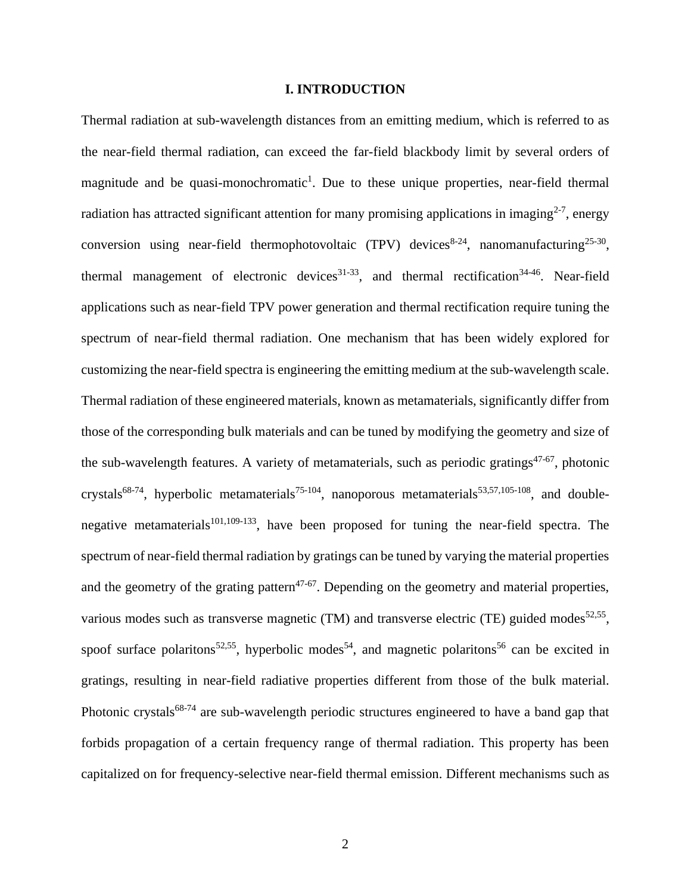# I. INTRODUCTION

Thermal radiation at sub-wavelength distances from an emitting medium, which is referred to as the near-field thermal radiation, can exceed the far-field blackbody limit by several orders of magnitude and be quasi-monochromatic[1]. Due to these unique properties, near-field thermal radiation has attracted significant attention for many promising applications in imaging[2-7], energy conversion using near-field thermophotovoltaic (TPV) devices[8-24], nanomanufacturing[25-30], thermal management of electronic devices[31-33], and thermal rectification[34-46]. Near-field applications such as near-field TPV power generation and thermal rectification require tuning the spectrum of near-field thermal radiation. One mechanism that has been widely explored for customizing the near-field spectra is engineering the emitting medium at the sub-wavelength scale. Thermal radiation of these engineered materials, known as metamaterials, significantly differ from those of the corresponding bulk materials and can be tuned by modifying the geometry and size of the sub-wavelength features. A variety of metamaterials, such as periodic gratings[47-67], photonic crystals[68-74], hyperbolic metamaterials[75-104], nanoporous metamaterials[53,57,105-108], and double-negative metamaterials[101,109-133], have been proposed for tuning the near-field spectra. The spectrum of near-field thermal radiation by gratings can be tuned by varying the material properties and the geometry of the grating pattern[47-67]. Depending on the geometry and material properties, various modes such as transverse magnetic (TM) and transverse electric (TE) guided modes[52,55], spoof surface polaritons[52,55], hyperbolic modes[54], and magnetic polaritons[56] can be excited in gratings, resulting in near-field radiative properties different from those of the bulk material. Photonic crystals[68-74] are sub-wavelength periodic structures engineered to have a band gap that forbids propagation of a certain frequency range of thermal radiation. This property has been capitalized on for frequency-selective near-field thermal emission. Different mechanisms such as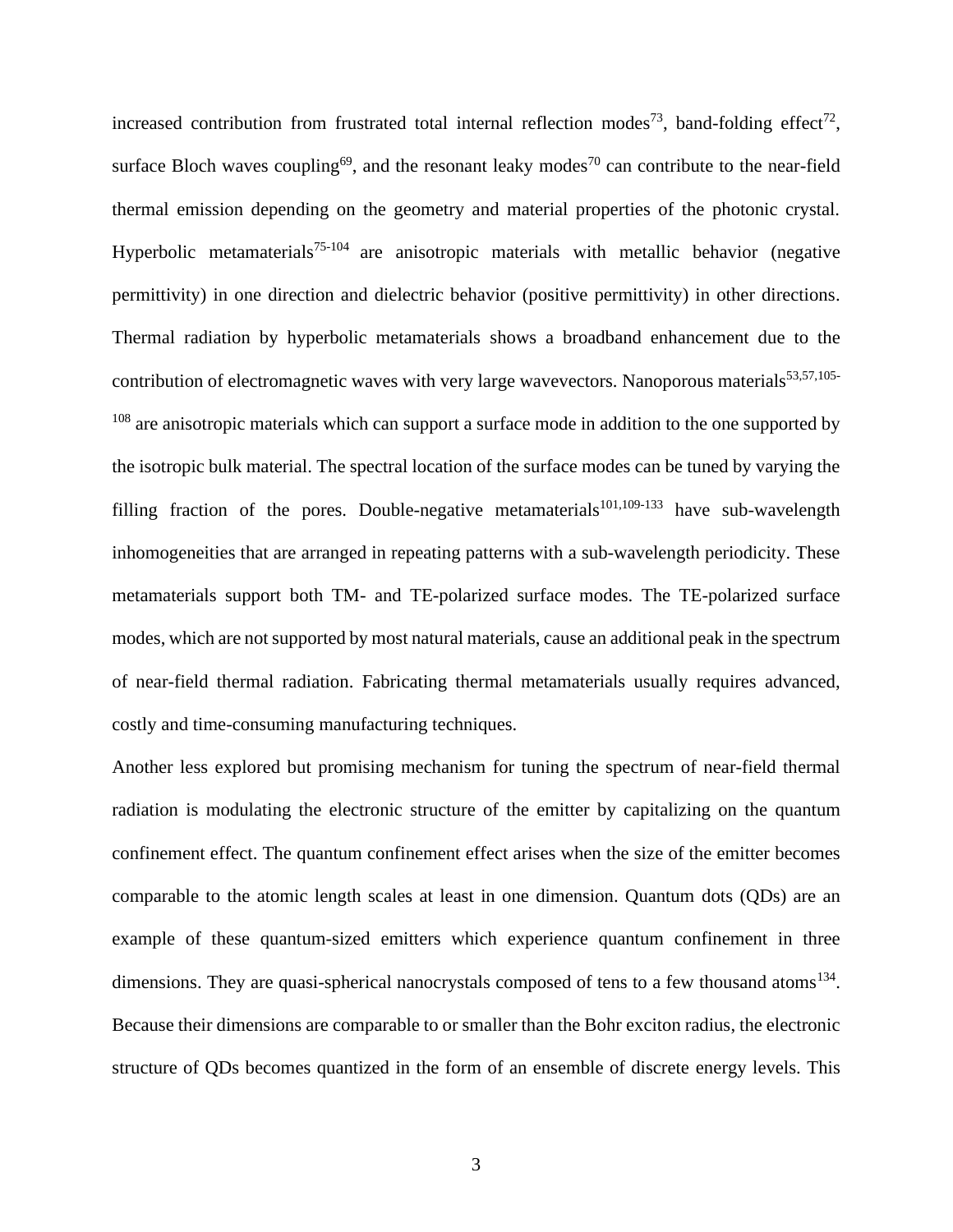increased contribution from frustrated total internal reflection modes[73], band-folding effect[72], surface Bloch waves coupling[69], and the resonant leaky modes[70] can contribute to the near-field thermal emission depending on the geometry and material properties of the photonic crystal. Hyperbolic metamaterials[75-104] are anisotropic materials with metallic behavior (negative permittivity) in one direction and dielectric behavior (positive permittivity) in other directions. Thermal radiation by hyperbolic metamaterials shows a broadband enhancement due to the contribution of electromagnetic waves with very large wavevectors. Nanoporous materials[53,57,105-108] are anisotropic materials which can support a surface mode in addition to the one supported by the isotropic bulk material. The spectral location of the surface modes can be tuned by varying the filling fraction of the pores. Double-negative metamaterials[101,109-133] have sub-wavelength inhomogeneities that are arranged in repeating patterns with a sub-wavelength periodicity. These metamaterials support both TM- and TE-polarized surface modes. The TE-polarized surface modes, which are not supported by most natural materials, cause an additional peak in the spectrum of near-field thermal radiation. Fabricating thermal metamaterials usually requires advanced, costly and time-consuming manufacturing techniques.

Another less explored but promising mechanism for tuning the spectrum of near-field thermal radiation is modulating the electronic structure of the emitter by capitalizing on the quantum confinement effect. The quantum confinement effect arises when the size of the emitter becomes comparable to the atomic length scales at least in one dimension. Quantum dots (QDs) are an example of these quantum-sized emitters which experience quantum confinement in three dimensions. They are quasi-spherical nanocrystals composed of tens to a few thousand atoms[134]. Because their dimensions are comparable to or smaller than the Bohr exciton radius, the electronic structure of QDs becomes quantized in the form of an ensemble of discrete energy levels. This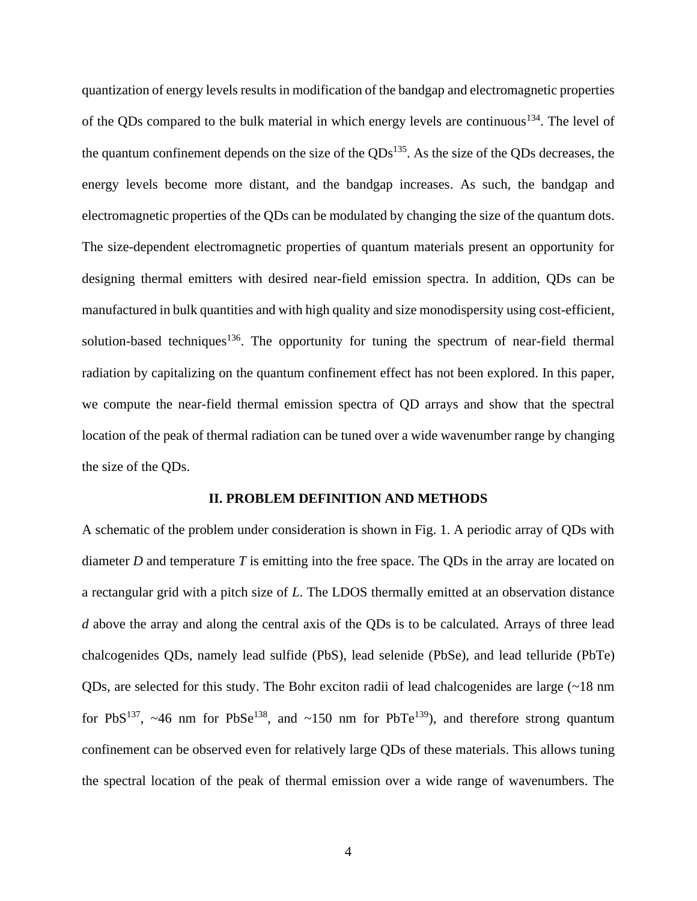quantization of energy levels results in modification of the bandgap and electromagnetic properties of the QDs compared to the bulk material in which energy levels are continuous[134]. The level of the quantum confinement depends on the size of the QDs[135]. As the size of the QDs decreases, the energy levels become more distant, and the bandgap increases. As such, the bandgap and electromagnetic properties of the QDs can be modulated by changing the size of the quantum dots. The size-dependent electromagnetic properties of quantum materials present an opportunity for designing thermal emitters with desired near-field emission spectra. In addition, QDs can be manufactured in bulk quantities and with high quality and size monodispersity using cost-efficient, solution-based techniques[136]. The opportunity for tuning the spectrum of near-field thermal radiation by capitalizing on the quantum confinement effect has not been explored. In this paper, we compute the near-field thermal emission spectra of QD arrays and show that the spectral location of the peak of thermal radiation can be tuned over a wide wavenumber range by changing the size of the QDs.

## II. PROBLEM DEFINITION AND METHODS

A schematic of the problem under consideration is shown in Fig. 1. A periodic array of QDs with diameter $D$ and temperature $T$ is emitting into the free space. The QDs in the array are located on a rectangular grid with a pitch size of $L$. The LDOS thermally emitted at an observation distance $d$ above the array and along the central axis of the QDs is to be calculated. Arrays of three lead chalcogenides QDs, namely lead sulfide (PbS), lead selenide (PbSe), and lead telluride (PbTe) QDs, are selected for this study. The Bohr exciton radii of lead chalcogenides are large (~18 nm for PbS[137], ~46 nm for PbSe[138], and ~150 nm for PbTe[139]), and therefore strong quantum confinement can be observed even for relatively large QDs of these materials. This allows tuning the spectral location of the peak of thermal emission over a wide range of wavenumbers. The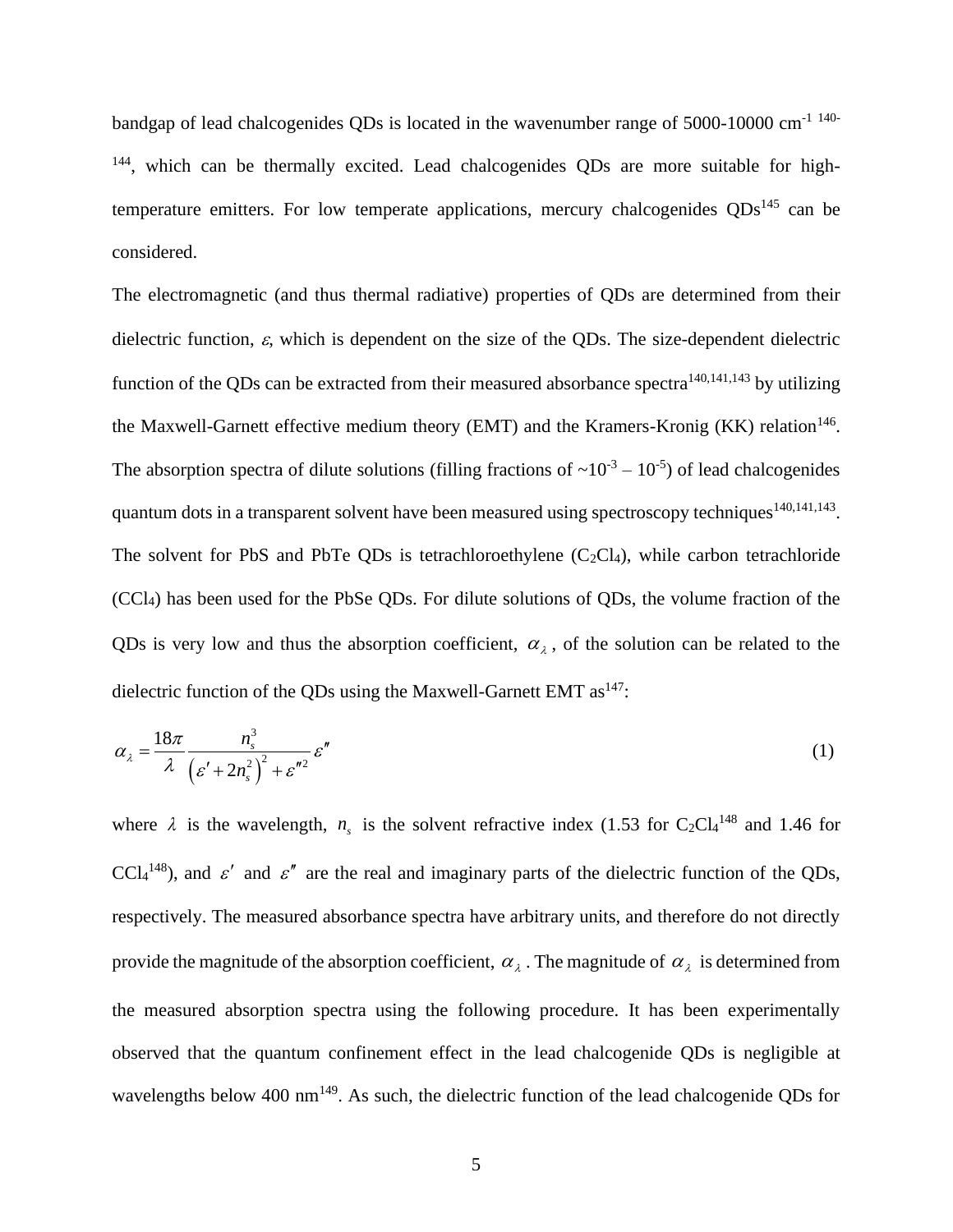bandgap of lead chalcogenides QDs is located in the wavenumber range of 5000-10000 cm$^{-1}$ [140-144], which can be thermally excited. Lead chalcogenides QDs are more suitable for high-temperature emitters. For low temperate applications, mercury chalcogenides QDs[145] can be considered.

The electromagnetic (and thus thermal radiative) properties of QDs are determined from their dielectric function, $\varepsilon$, which is dependent on the size of the QDs. The size-dependent dielectric function of the QDs can be extracted from their measured absorbance spectra[140,141,143] by utilizing the Maxwell-Garnett effective medium theory (EMT) and the Kramers-Kronig (KK) relation[146]. The absorption spectra of dilute solutions (filling fractions of ~$10^{-3}$ – $10^{-5}$) of lead chalcogenides quantum dots in a transparent solvent have been measured using spectroscopy techniques[140,141,143]. The solvent for PbS and PbTe QDs is tetrachloroethylene ($C_2Cl_4$), while carbon tetrachloride ($CCl_4$) has been used for the PbSe QDs. For dilute solutions of QDs, the volume fraction of the QDs is very low and thus the absorption coefficient, $\alpha_\lambda$, of the solution can be related to the dielectric function of the QDs using the Maxwell-Garnett EMT as[147]:

$$\alpha_\lambda = \frac{18\pi}{\lambda} \frac{n_s^3}{\left(\varepsilon' + 2n_s^2\right)^2 + \varepsilon''^2} \varepsilon'' \tag{1}$$

where $\lambda$ is the wavelength, $n_s$ is the solvent refractive index (1.53 for $C_2Cl_4$[148] and 1.46 for $CCl_4$[148]), and $\varepsilon'$ and $\varepsilon''$ are the real and imaginary parts of the dielectric function of the QDs, respectively. The measured absorbance spectra have arbitrary units, and therefore do not directly provide the magnitude of the absorption coefficient, $\alpha_\lambda$. The magnitude of $\alpha_\lambda$ is determined from the measured absorption spectra using the following procedure. It has been experimentally observed that the quantum confinement effect in the lead chalcogenide QDs is negligible at wavelengths below 400 nm[149]. As such, the dielectric function of the lead chalcogenide QDs for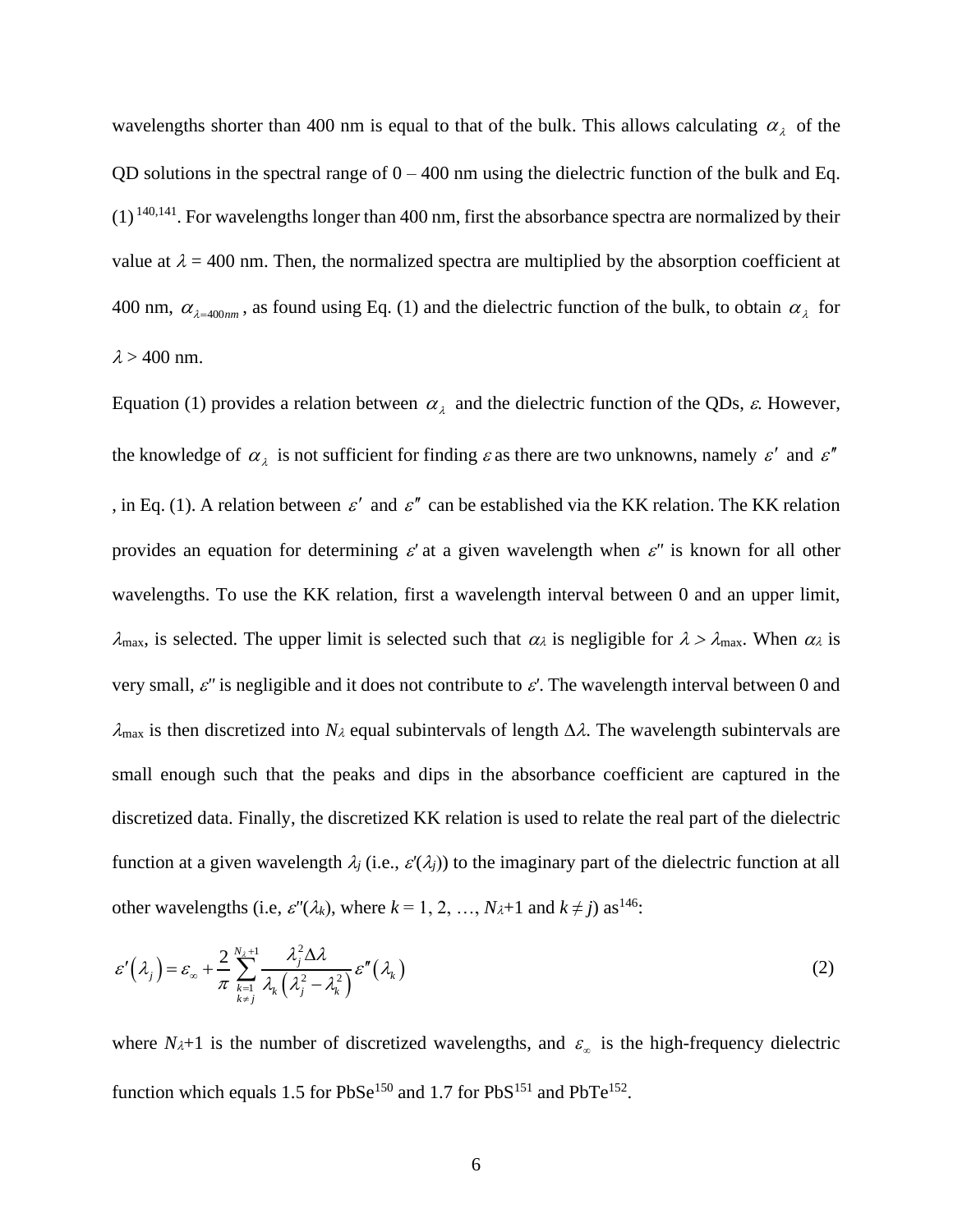wavelengths shorter than 400 nm is equal to that of the bulk. This allows calculating $\alpha_\lambda$ of the QD solutions in the spectral range of 0 – 400 nm using the dielectric function of the bulk and Eq. (1) [140,141]. For wavelengths longer than 400 nm, first the absorbance spectra are normalized by their value at $\lambda$ = 400 nm. Then, the normalized spectra are multiplied by the absorption coefficient at 400 nm, $\alpha_{\lambda=400nm}$, as found using Eq. (1) and the dielectric function of the bulk, to obtain $\alpha_\lambda$ for $\lambda$ > 400 nm.

Equation (1) provides a relation between $\alpha_\lambda$ and the dielectric function of the QDs, $\varepsilon$. However, the knowledge of $\alpha_\lambda$ is not sufficient for finding $\varepsilon$ as there are two unknowns, namely $\varepsilon'$ and $\varepsilon''$, in Eq. (1). A relation between $\varepsilon'$ and $\varepsilon''$ can be established via the KK relation. The KK relation provides an equation for determining $\varepsilon'$ at a given wavelength when $\varepsilon''$ is known for all other wavelengths. To use the KK relation, first a wavelength interval between 0 and an upper limit, $\lambda_{max}$, is selected. The upper limit is selected such that $\alpha_\lambda$ is negligible for $\lambda > \lambda_{max}$. When $\alpha_\lambda$ is very small, $\varepsilon''$ is negligible and it does not contribute to $\varepsilon'$. The wavelength interval between 0 and $\lambda_{max}$ is then discretized into $N_\lambda$ equal subintervals of length $\Delta\lambda$. The wavelength subintervals are small enough such that the peaks and dips in the absorbance coefficient are captured in the discretized data. Finally, the discretized KK relation is used to relate the real part of the dielectric function at a given wavelength $\lambda_j$ (i.e., $\varepsilon'(\lambda_j)$) to the imaginary part of the dielectric function at all other wavelengths (i.e, $\varepsilon''(\lambda_k)$, where $k = 1, 2, \ldots, N_\lambda+1$ and $k \neq j$) as[146]:

$$\varepsilon'\left(\lambda_j\right) = \varepsilon_\infty + \frac{2}{\pi}\sum_{\substack{k=1 \\ k\neq j}}^{N_\lambda+1} \frac{\lambda_j^2 \Delta\lambda}{\lambda_k\left(\lambda_j^2 - \lambda_k^2\right)}\varepsilon''\left(\lambda_k\right) \tag{2}$$

where $N_\lambda$+1 is the number of discretized wavelengths, and $\varepsilon_\infty$ is the high-frequency dielectric function which equals 1.5 for PbSe[150] and 1.7 for PbS[151] and PbTe[152].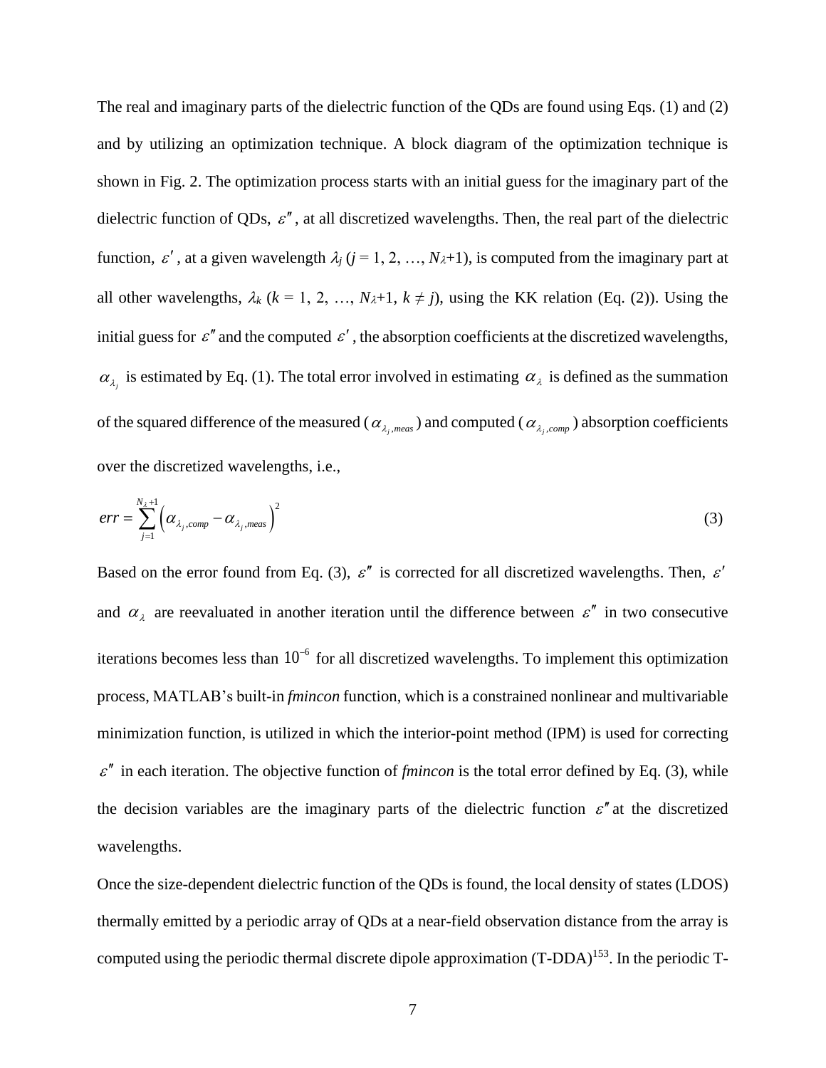The real and imaginary parts of the dielectric function of the QDs are found using Eqs. (1) and (2) and by utilizing an optimization technique. A block diagram of the optimization technique is shown in Fig. 2. The optimization process starts with an initial guess for the imaginary part of the dielectric function of QDs, $\varepsilon''$, at all discretized wavelengths. Then, the real part of the dielectric function, $\varepsilon'$, at a given wavelength $\lambda_j$ ($j$ = 1, 2, …, $N_\lambda$+1), is computed from the imaginary part at all other wavelengths, $\lambda_k$ ($k$ = 1, 2, …, $N_\lambda$+1, $k \neq j$), using the KK relation (Eq. (2)). Using the initial guess for $\varepsilon''$ and the computed $\varepsilon'$, the absorption coefficients at the discretized wavelengths, $\alpha_{\lambda_j}$ is estimated by Eq. (1). The total error involved in estimating $\alpha_\lambda$ is defined as the summation of the squared difference of the measured ($\alpha_{\lambda_j,meas}$) and computed ($\alpha_{\lambda_j,comp}$) absorption coefficients over the discretized wavelengths, i.e.,

$$err = \sum_{j=1}^{N_\lambda+1} \left( \alpha_{\lambda_j,comp} - \alpha_{\lambda_j,meas} \right)^2 \tag{3}$$

Based on the error found from Eq. (3), $\varepsilon''$ is corrected for all discretized wavelengths. Then, $\varepsilon'$ and $\alpha_\lambda$ are reevaluated in another iteration until the difference between $\varepsilon''$ in two consecutive iterations becomes less than $10^{-6}$ for all discretized wavelengths. To implement this optimization process, MATLAB's built-in *fmincon* function, which is a constrained nonlinear and multivariable minimization function, is utilized in which the interior-point method (IPM) is used for correcting $\varepsilon''$ in each iteration. The objective function of *fmincon* is the total error defined by Eq. (3), while the decision variables are the imaginary parts of the dielectric function $\varepsilon''$ at the discretized wavelengths.

Once the size-dependent dielectric function of the QDs is found, the local density of states (LDOS) thermally emitted by a periodic array of QDs at a near-field observation distance from the array is computed using the periodic thermal discrete dipole approximation (T-DDA)[153]. In the periodic T-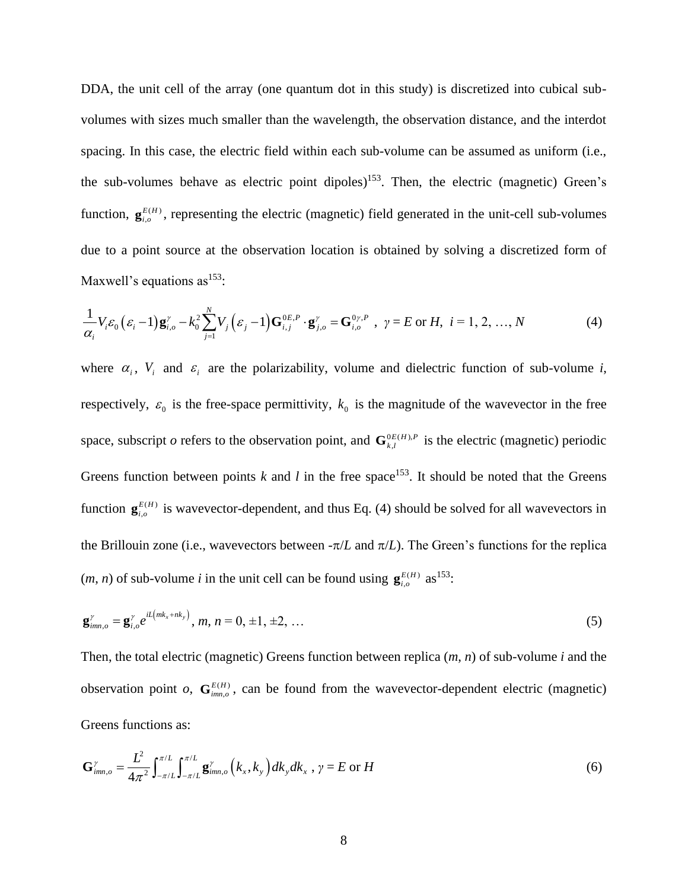DDA, the unit cell of the array (one quantum dot in this study) is discretized into cubical sub-volumes with sizes much smaller than the wavelength, the observation distance, and the interdot spacing. In this case, the electric field within each sub-volume can be assumed as uniform (i.e., the sub-volumes behave as electric point dipoles)[153]. Then, the electric (magnetic) Green's function, $\mathbf{g}_{i,o}^{E(H)}$, representing the electric (magnetic) field generated in the unit-cell sub-volumes due to a point source at the observation location is obtained by solving a discretized form of Maxwell's equations as[153]:

$$\frac{1}{\alpha_i} V_i \varepsilon_0 \left(\varepsilon_i - 1\right) \mathbf{g}_{i,o}^{\gamma} - k_0^2 \sum_{j=1}^{N} V_j \left(\varepsilon_j - 1\right) \mathbf{G}_{i,j}^{0E,P} \cdot \mathbf{g}_{j,o}^{\gamma} = \mathbf{G}_{i,o}^{0\gamma,P} \ , \ \gamma = E \text{ or } H, \ i = 1, 2, \ldots, N \tag{4}$$

where $\alpha_i$, $V_i$ and $\varepsilon_i$ are the polarizability, volume and dielectric function of sub-volume *i*, respectively, $\varepsilon_0$ is the free-space permittivity, $k_0$ is the magnitude of the wavevector in the free space, subscript *o* refers to the observation point, and $\mathbf{G}_{k,l}^{0E(H),P}$ is the electric (magnetic) periodic Greens function between points *k* and *l* in the free space[153]. It should be noted that the Greens function $\mathbf{g}_{i,o}^{E(H)}$ is wavevector-dependent, and thus Eq. (4) should be solved for all wavevectors in the Brillouin zone (i.e., wavevectors between $-\pi/L$ and $\pi/L$). The Green's functions for the replica (*m*, *n*) of sub-volume *i* in the unit cell can be found using $\mathbf{g}_{i,o}^{E(H)}$ as[153]:

$$\mathbf{g}_{imn,o}^{\gamma} = \mathbf{g}_{i,o}^{\gamma} e^{iL\left(mk_x + nk_y\right)}, \ m, n = 0, \pm 1, \pm 2, \ldots \tag{5}$$

Then, the total electric (magnetic) Greens function between replica (*m*, *n*) of sub-volume *i* and the observation point *o*, $\mathbf{G}_{imn,o}^{E(H)}$, can be found from the wavevector-dependent electric (magnetic) Greens functions as:

$$\mathbf{G}_{imn,o}^{\gamma} = \frac{L^2}{4\pi^2} \int_{-\pi/L}^{\pi/L} \int_{-\pi/L}^{\pi/L} \mathbf{g}_{imn,o}^{\gamma}\left(k_x, k_y\right) dk_y dk_x \ , \ \gamma = E \text{ or } H \tag{6}$$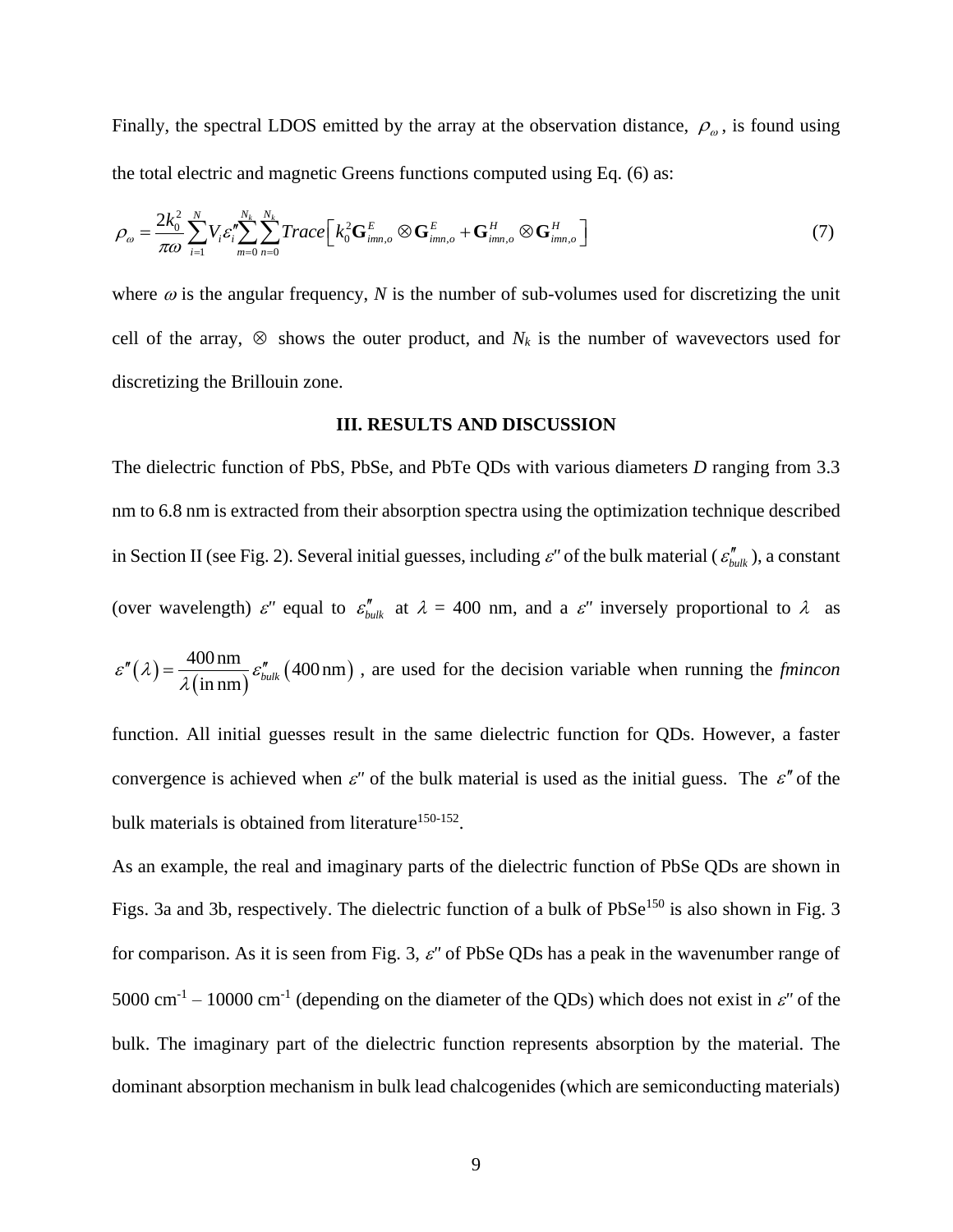Finally, the spectral LDOS emitted by the array at the observation distance, $\rho_\omega$, is found using the total electric and magnetic Greens functions computed using Eq. (6) as:

$$\rho_\omega = \frac{2k_0^2}{\pi\omega}\sum_{i=1}^{N} V_i \varepsilon_i'' \sum_{m=0}^{N_k}\sum_{n=0}^{N_k} Trace\left[k_0^2 \mathbf{G}_{imn,o}^{E} \otimes \mathbf{G}_{imn,o}^{E} + \mathbf{G}_{imn,o}^{H} \otimes \mathbf{G}_{imn,o}^{H}\right] \tag{7}$$

where $\omega$ is the angular frequency, $N$ is the number of sub-volumes used for discretizing the unit cell of the array, $\otimes$ shows the outer product, and $N_k$ is the number of wavevectors used for discretizing the Brillouin zone.

## III. RESULTS AND DISCUSSION

The dielectric function of PbS, PbSe, and PbTe QDs with various diameters $D$ ranging from 3.3 nm to 6.8 nm is extracted from their absorption spectra using the optimization technique described in Section II (see Fig. 2). Several initial guesses, including $\varepsilon''$ of the bulk material ($\varepsilon''_{bulk}$), a constant (over wavelength) $\varepsilon''$ equal to $\varepsilon''_{bulk}$ at $\lambda$ = 400 nm, and a $\varepsilon''$ inversely proportional to $\lambda$ as $\varepsilon''(\lambda) = \frac{400\,\text{nm}}{\lambda(\text{in nm})}\varepsilon''_{bulk}(400\,\text{nm})$, are used for the decision variable when running the *fmincon* function. All initial guesses result in the same dielectric function for QDs. However, a faster convergence is achieved when $\varepsilon''$ of the bulk material is used as the initial guess. The $\varepsilon''$ of the bulk materials is obtained from literature[150-152].

As an example, the real and imaginary parts of the dielectric function of PbSe QDs are shown in Figs. 3a and 3b, respectively. The dielectric function of a bulk of PbSe[150] is also shown in Fig. 3 for comparison. As it is seen from Fig. 3, $\varepsilon''$ of PbSe QDs has a peak in the wavenumber range of 5000 $cm^{-1}$ – 10000 $cm^{-1}$ (depending on the diameter of the QDs) which does not exist in $\varepsilon''$ of the bulk. The imaginary part of the dielectric function represents absorption by the material. The dominant absorption mechanism in bulk lead chalcogenides (which are semiconducting materials)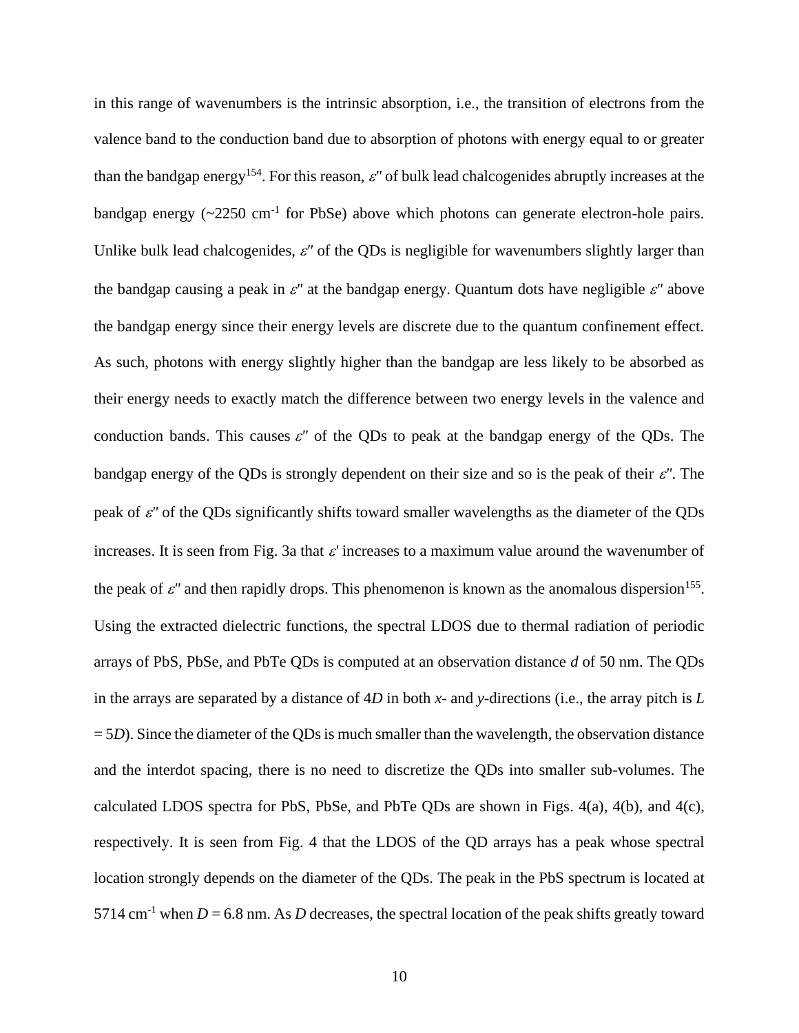in this range of wavenumbers is the intrinsic absorption, i.e., the transition of electrons from the valence band to the conduction band due to absorption of photons with energy equal to or greater than the bandgap energy[154]. For this reason, $\varepsilon''$ of bulk lead chalcogenides abruptly increases at the bandgap energy (~2250 cm$^{-1}$ for PbSe) above which photons can generate electron-hole pairs. Unlike bulk lead chalcogenides, $\varepsilon''$ of the QDs is negligible for wavenumbers slightly larger than the bandgap causing a peak in $\varepsilon''$ at the bandgap energy. Quantum dots have negligible $\varepsilon''$ above the bandgap energy since their energy levels are discrete due to the quantum confinement effect. As such, photons with energy slightly higher than the bandgap are less likely to be absorbed as their energy needs to exactly match the difference between two energy levels in the valence and conduction bands. This causes $\varepsilon''$ of the QDs to peak at the bandgap energy of the QDs. The bandgap energy of the QDs is strongly dependent on their size and so is the peak of their $\varepsilon''$. The peak of $\varepsilon''$ of the QDs significantly shifts toward smaller wavelengths as the diameter of the QDs increases. It is seen from Fig. 3a that $\varepsilon'$ increases to a maximum value around the wavenumber of the peak of $\varepsilon''$ and then rapidly drops. This phenomenon is known as the anomalous dispersion[155]. Using the extracted dielectric functions, the spectral LDOS due to thermal radiation of periodic arrays of PbS, PbSe, and PbTe QDs is computed at an observation distance $d$ of 50 nm. The QDs in the arrays are separated by a distance of $4D$ in both $x$- and $y$-directions (i.e., the array pitch is $L = 5D$). Since the diameter of the QDs is much smaller than the wavelength, the observation distance and the interdot spacing, there is no need to discretize the QDs into smaller sub-volumes. The calculated LDOS spectra for PbS, PbSe, and PbTe QDs are shown in Figs. 4(a), 4(b), and 4(c), respectively. It is seen from Fig. 4 that the LDOS of the QD arrays has a peak whose spectral location strongly depends on the diameter of the QDs. The peak in the PbS spectrum is located at 5714 cm$^{-1}$ when $D = 6.8$ nm. As $D$ decreases, the spectral location of the peak shifts greatly toward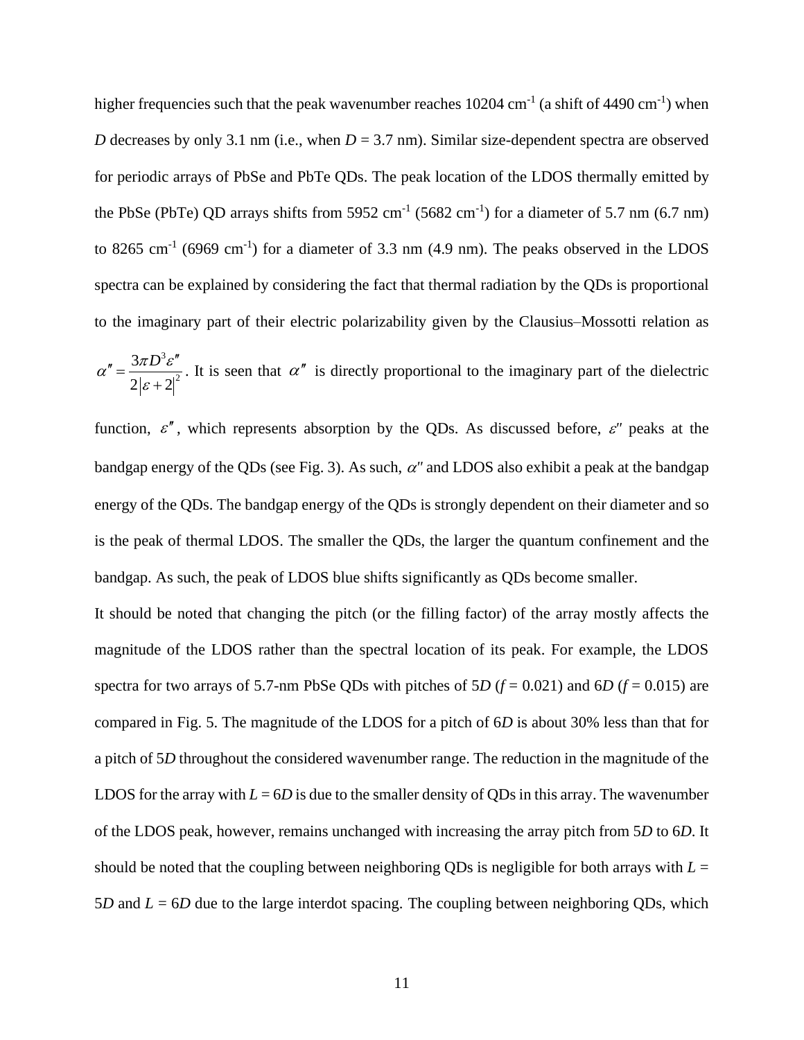higher frequencies such that the peak wavenumber reaches 10204 $cm^{-1}$ (a shift of 4490 $cm^{-1}$) when $D$ decreases by only 3.1 nm (i.e., when $D$ = 3.7 nm). Similar size-dependent spectra are observed for periodic arrays of PbSe and PbTe QDs. The peak location of the LDOS thermally emitted by the PbSe (PbTe) QD arrays shifts from 5952 $cm^{-1}$ (5682 $cm^{-1}$) for a diameter of 5.7 nm (6.7 nm) to 8265 $cm^{-1}$ (6969 $cm^{-1}$) for a diameter of 3.3 nm (4.9 nm). The peaks observed in the LDOS spectra can be explained by considering the fact that thermal radiation by the QDs is proportional to the imaginary part of their electric polarizability given by the Clausius–Mossotti relation as $\alpha'' = \frac{3\pi D^3 \varepsilon''}{2|\varepsilon + 2|^2}$. It is seen that $\alpha''$ is directly proportional to the imaginary part of the dielectric function, $\varepsilon''$, which represents absorption by the QDs. As discussed before, $\varepsilon''$ peaks at the bandgap energy of the QDs (see Fig. 3). As such, $\alpha''$ and LDOS also exhibit a peak at the bandgap energy of the QDs. The bandgap energy of the QDs is strongly dependent on their diameter and so is the peak of thermal LDOS. The smaller the QDs, the larger the quantum confinement and the bandgap. As such, the peak of LDOS blue shifts significantly as QDs become smaller.

It should be noted that changing the pitch (or the filling factor) of the array mostly affects the magnitude of the LDOS rather than the spectral location of its peak. For example, the LDOS spectra for two arrays of 5.7-nm PbSe QDs with pitches of $5D$ ($f$ = 0.021) and $6D$ ($f$ = 0.015) are compared in Fig. 5. The magnitude of the LDOS for a pitch of $6D$ is about 30% less than that for a pitch of $5D$ throughout the considered wavenumber range. The reduction in the magnitude of the LDOS for the array with $L = 6D$ is due to the smaller density of QDs in this array. The wavenumber of the LDOS peak, however, remains unchanged with increasing the array pitch from $5D$ to $6D$. It should be noted that the coupling between neighboring QDs is negligible for both arrays with $L = 5D$ and $L = 6D$ due to the large interdot spacing. The coupling between neighboring QDs, which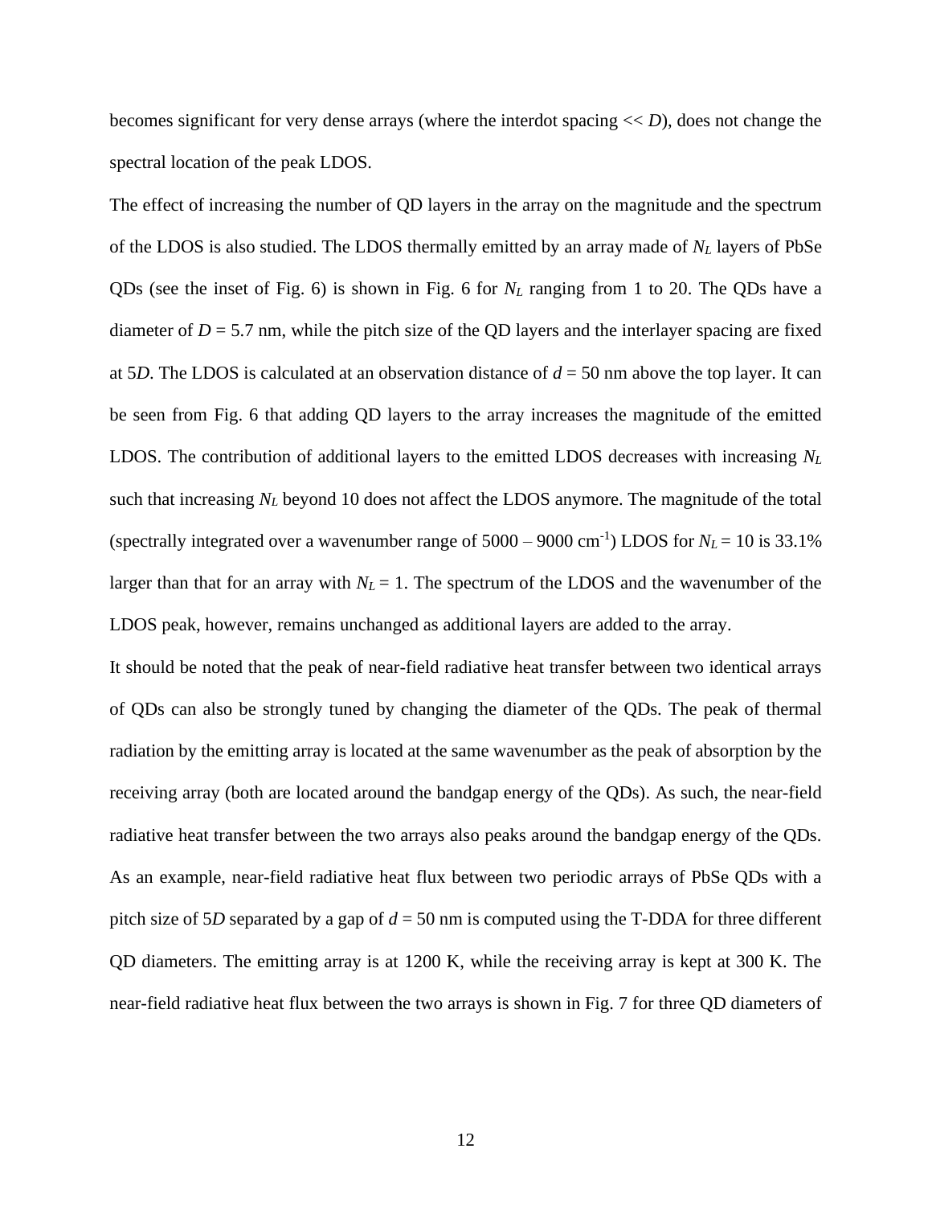becomes significant for very dense arrays (where the interdot spacing << $D$), does not change the spectral location of the peak LDOS.

The effect of increasing the number of QD layers in the array on the magnitude and the spectrum of the LDOS is also studied. The LDOS thermally emitted by an array made of $N_L$ layers of PbSe QDs (see the inset of Fig. 6) is shown in Fig. 6 for $N_L$ ranging from 1 to 20. The QDs have a diameter of $D$ = 5.7 nm, while the pitch size of the QD layers and the interlayer spacing are fixed at 5$D$. The LDOS is calculated at an observation distance of $d$ = 50 nm above the top layer. It can be seen from Fig. 6 that adding QD layers to the array increases the magnitude of the emitted LDOS. The contribution of additional layers to the emitted LDOS decreases with increasing $N_L$ such that increasing $N_L$ beyond 10 does not affect the LDOS anymore. The magnitude of the total (spectrally integrated over a wavenumber range of 5000 – 9000 cm$^{-1}$) LDOS for $N_L$ = 10 is 33.1% larger than that for an array with $N_L$ = 1. The spectrum of the LDOS and the wavenumber of the LDOS peak, however, remains unchanged as additional layers are added to the array.

It should be noted that the peak of near-field radiative heat transfer between two identical arrays of QDs can also be strongly tuned by changing the diameter of the QDs. The peak of thermal radiation by the emitting array is located at the same wavenumber as the peak of absorption by the receiving array (both are located around the bandgap energy of the QDs). As such, the near-field radiative heat transfer between the two arrays also peaks around the bandgap energy of the QDs. As an example, near-field radiative heat flux between two periodic arrays of PbSe QDs with a pitch size of 5$D$ separated by a gap of $d$ = 50 nm is computed using the T-DDA for three different QD diameters. The emitting array is at 1200 K, while the receiving array is kept at 300 K. The near-field radiative heat flux between the two arrays is shown in Fig. 7 for three QD diameters of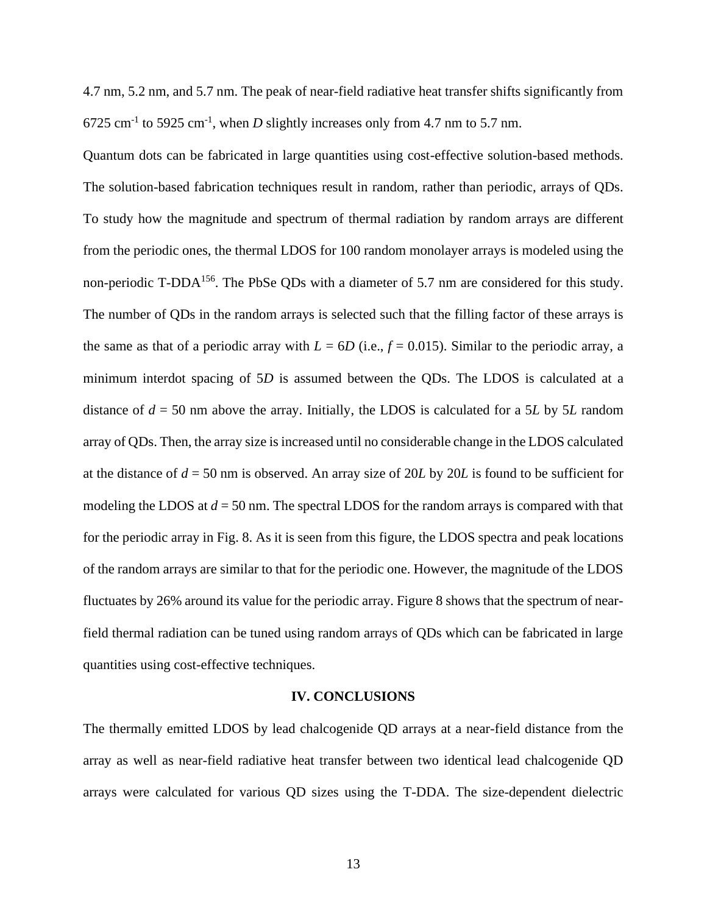4.7 nm, 5.2 nm, and 5.7 nm. The peak of near-field radiative heat transfer shifts significantly from 6725 cm$^{-1}$ to 5925 cm$^{-1}$, when $D$ slightly increases only from 4.7 nm to 5.7 nm.

Quantum dots can be fabricated in large quantities using cost-effective solution-based methods. The solution-based fabrication techniques result in random, rather than periodic, arrays of QDs. To study how the magnitude and spectrum of thermal radiation by random arrays are different from the periodic ones, the thermal LDOS for 100 random monolayer arrays is modeled using the non-periodic T-DDA[156]. The PbSe QDs with a diameter of 5.7 nm are considered for this study. The number of QDs in the random arrays is selected such that the filling factor of these arrays is the same as that of a periodic array with $L = 6D$ (i.e., $f = 0.015$). Similar to the periodic array, a minimum interdot spacing of 5$D$ is assumed between the QDs. The LDOS is calculated at a distance of $d = 50$ nm above the array. Initially, the LDOS is calculated for a 5$L$ by 5$L$ random array of QDs. Then, the array size is increased until no considerable change in the LDOS calculated at the distance of $d = 50$ nm is observed. An array size of 20$L$ by 20$L$ is found to be sufficient for modeling the LDOS at $d = 50$ nm. The spectral LDOS for the random arrays is compared with that for the periodic array in Fig. 8. As it is seen from this figure, the LDOS spectra and peak locations of the random arrays are similar to that for the periodic one. However, the magnitude of the LDOS fluctuates by 26% around its value for the periodic array. Figure 8 shows that the spectrum of near-field thermal radiation can be tuned using random arrays of QDs which can be fabricated in large quantities using cost-effective techniques.

## IV. CONCLUSIONS

The thermally emitted LDOS by lead chalcogenide QD arrays at a near-field distance from the array as well as near-field radiative heat transfer between two identical lead chalcogenide QD arrays were calculated for various QD sizes using the T-DDA. The size-dependent dielectric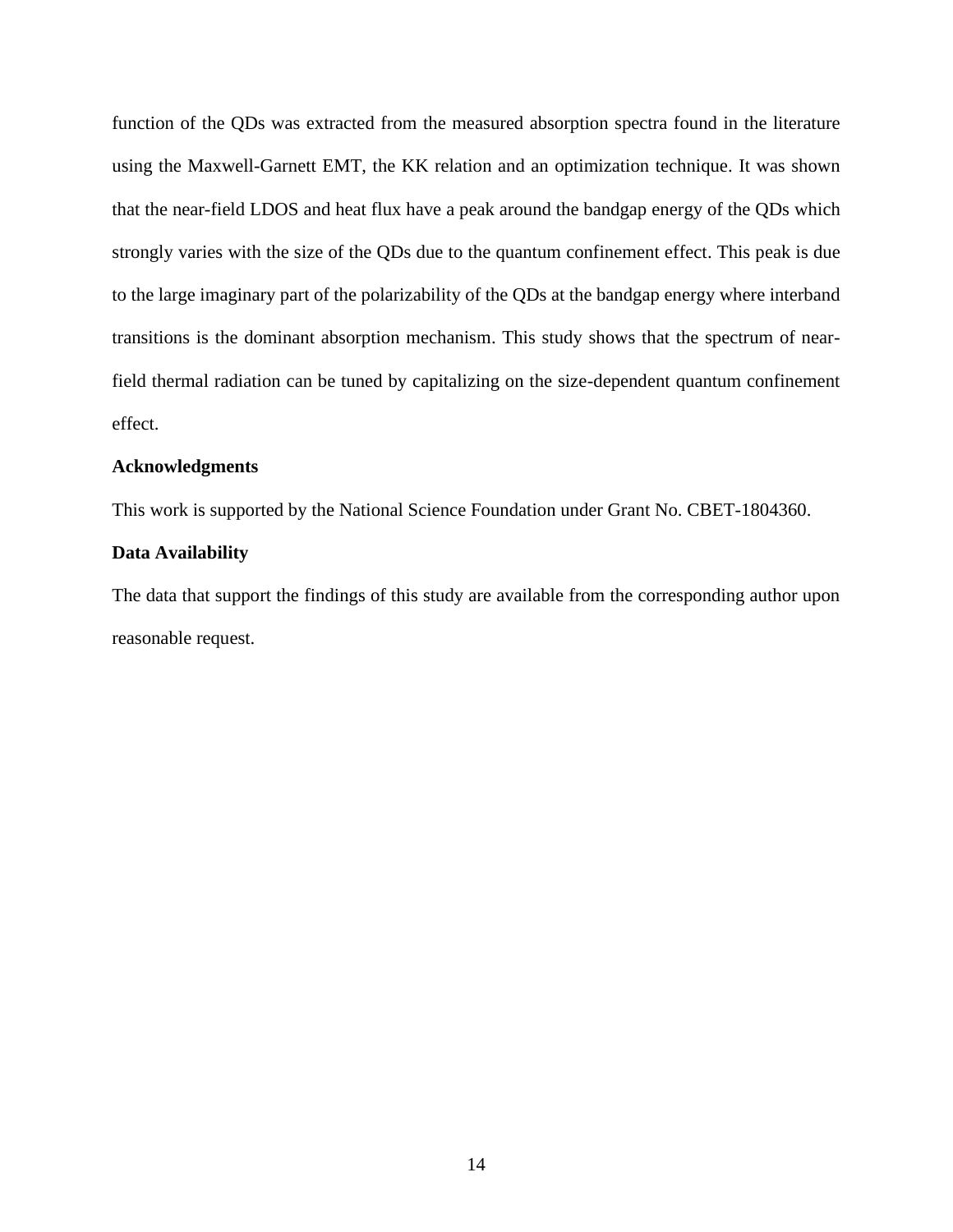function of the QDs was extracted from the measured absorption spectra found in the literature using the Maxwell-Garnett EMT, the KK relation and an optimization technique. It was shown that the near-field LDOS and heat flux have a peak around the bandgap energy of the QDs which strongly varies with the size of the QDs due to the quantum confinement effect. This peak is due to the large imaginary part of the polarizability of the QDs at the bandgap energy where interband transitions is the dominant absorption mechanism. This study shows that the spectrum of near-field thermal radiation can be tuned by capitalizing on the size-dependent quantum confinement effect.

**Acknowledgments**

This work is supported by the National Science Foundation under Grant No. CBET-1804360.

**Data Availability**

The data that support the findings of this study are available from the corresponding author upon reasonable request.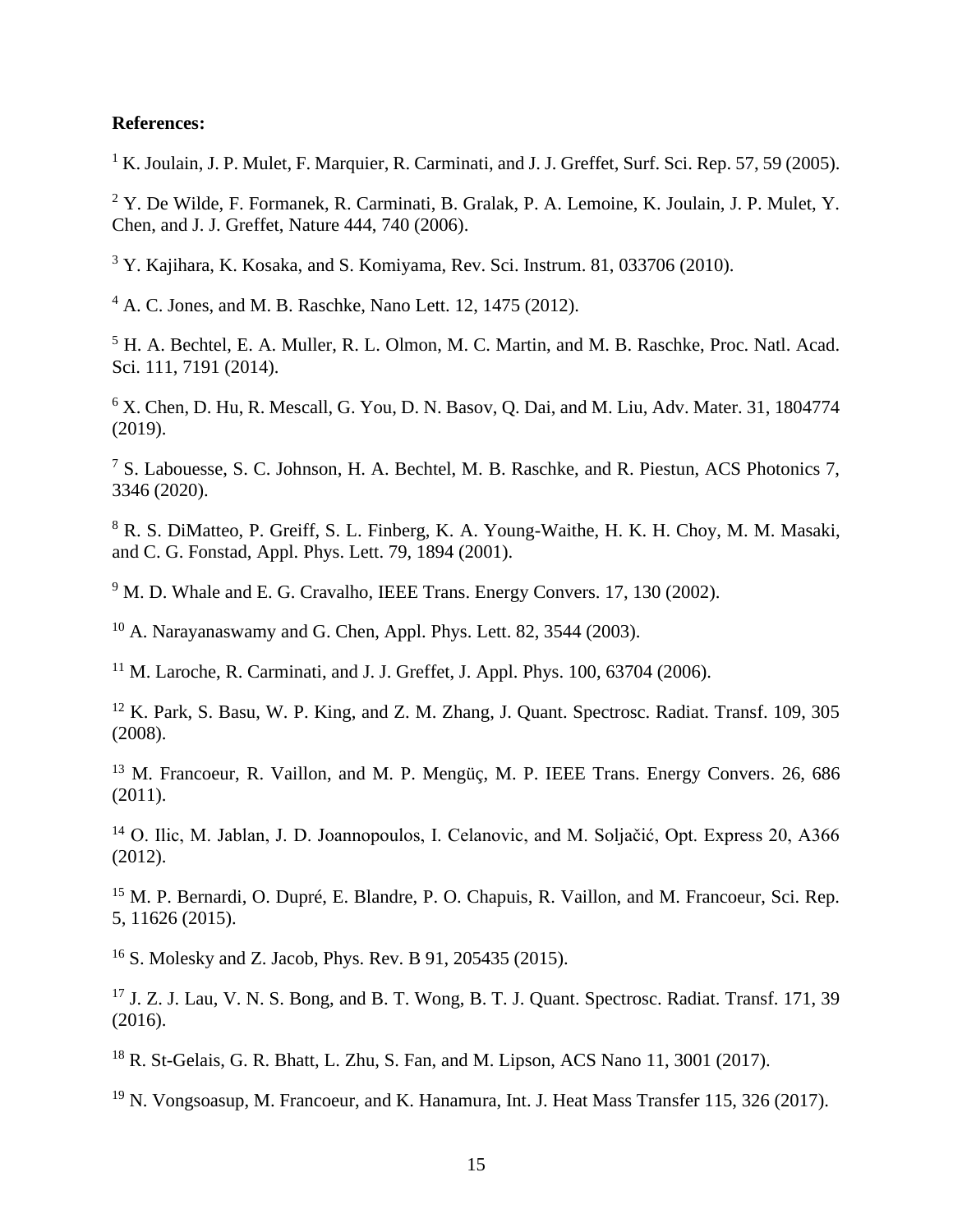**References:**

[1] K. Joulain, J. P. Mulet, F. Marquier, R. Carminati, and J. J. Greffet, Surf. Sci. Rep. 57, 59 (2005).

[2] Y. De Wilde, F. Formanek, R. Carminati, B. Gralak, P. A. Lemoine, K. Joulain, J. P. Mulet, Y. Chen, and J. J. Greffet, Nature 444, 740 (2006).

[3] Y. Kajihara, K. Kosaka, and S. Komiyama, Rev. Sci. Instrum. 81, 033706 (2010).

[4] A. C. Jones, and M. B. Raschke, Nano Lett. 12, 1475 (2012).

[5] H. A. Bechtel, E. A. Muller, R. L. Olmon, M. C. Martin, and M. B. Raschke, Proc. Natl. Acad. Sci. 111, 7191 (2014).

[6] X. Chen, D. Hu, R. Mescall, G. You, D. N. Basov, Q. Dai, and M. Liu, Adv. Mater. 31, 1804774 (2019).

[7] S. Labouesse, S. C. Johnson, H. A. Bechtel, M. B. Raschke, and R. Piestun, ACS Photonics 7, 3346 (2020).

[8] R. S. DiMatteo, P. Greiff, S. L. Finberg, K. A. Young-Waithe, H. K. H. Choy, M. M. Masaki, and C. G. Fonstad, Appl. Phys. Lett. 79, 1894 (2001).

[9] M. D. Whale and E. G. Cravalho, IEEE Trans. Energy Convers. 17, 130 (2002).

[10] A. Narayanaswamy and G. Chen, Appl. Phys. Lett. 82, 3544 (2003).

[11] M. Laroche, R. Carminati, and J. J. Greffet, J. Appl. Phys. 100, 63704 (2006).

[12] K. Park, S. Basu, W. P. King, and Z. M. Zhang, J. Quant. Spectrosc. Radiat. Transf. 109, 305 (2008).

[13] M. Francoeur, R. Vaillon, and M. P. Mengüç, M. P. IEEE Trans. Energy Convers. 26, 686 (2011).

[14] O. Ilic, M. Jablan, J. D. Joannopoulos, I. Celanovic, and M. Soljačić, Opt. Express 20, A366 (2012).

[15] M. P. Bernardi, O. Dupré, E. Blandre, P. O. Chapuis, R. Vaillon, and M. Francoeur, Sci. Rep. 5, 11626 (2015).

[16] S. Molesky and Z. Jacob, Phys. Rev. B 91, 205435 (2015).

[17] J. Z. J. Lau, V. N. S. Bong, and B. T. Wong, B. T. J. Quant. Spectrosc. Radiat. Transf. 171, 39 (2016).

[18] R. St-Gelais, G. R. Bhatt, L. Zhu, S. Fan, and M. Lipson, ACS Nano 11, 3001 (2017).

[19] N. Vongsoasup, M. Francoeur, and K. Hanamura, Int. J. Heat Mass Transfer 115, 326 (2017).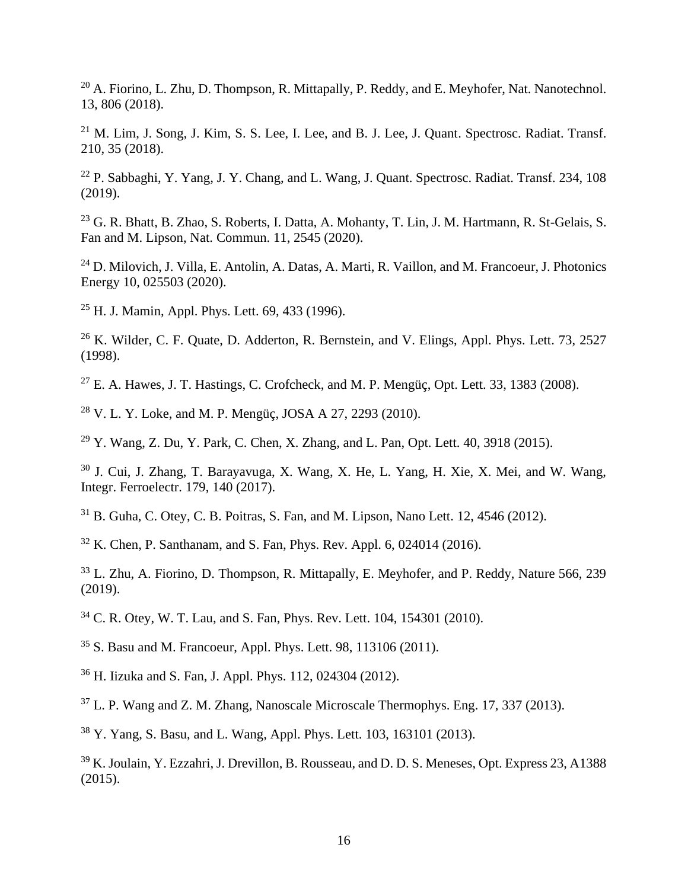[20] A. Fiorino, L. Zhu, D. Thompson, R. Mittapally, P. Reddy, and E. Meyhofer, Nat. Nanotechnol. 13, 806 (2018).

[21] M. Lim, J. Song, J. Kim, S. S. Lee, I. Lee, and B. J. Lee, J. Quant. Spectrosc. Radiat. Transf. 210, 35 (2018).

[22] P. Sabbaghi, Y. Yang, J. Y. Chang, and L. Wang, J. Quant. Spectrosc. Radiat. Transf. 234, 108 (2019).

[23] G. R. Bhatt, B. Zhao, S. Roberts, I. Datta, A. Mohanty, T. Lin, J. M. Hartmann, R. St-Gelais, S. Fan and M. Lipson, Nat. Commun. 11, 2545 (2020).

[24] D. Milovich, J. Villa, E. Antolin, A. Datas, A. Marti, R. Vaillon, and M. Francoeur, J. Photonics Energy 10, 025503 (2020).

[25] H. J. Mamin, Appl. Phys. Lett. 69, 433 (1996).

[26] K. Wilder, C. F. Quate, D. Adderton, R. Bernstein, and V. Elings, Appl. Phys. Lett. 73, 2527 (1998).

[27] E. A. Hawes, J. T. Hastings, C. Crofcheck, and M. P. Mengüç, Opt. Lett. 33, 1383 (2008).

[28] V. L. Y. Loke, and M. P. Mengüç, JOSA A 27, 2293 (2010).

[29] Y. Wang, Z. Du, Y. Park, C. Chen, X. Zhang, and L. Pan, Opt. Lett. 40, 3918 (2015).

[30] J. Cui, J. Zhang, T. Barayavuga, X. Wang, X. He, L. Yang, H. Xie, X. Mei, and W. Wang, Integr. Ferroelectr. 179, 140 (2017).

[31] B. Guha, C. Otey, C. B. Poitras, S. Fan, and M. Lipson, Nano Lett. 12, 4546 (2012).

[32] K. Chen, P. Santhanam, and S. Fan, Phys. Rev. Appl. 6, 024014 (2016).

[33] L. Zhu, A. Fiorino, D. Thompson, R. Mittapally, E. Meyhofer, and P. Reddy, Nature 566, 239 (2019).

[34] C. R. Otey, W. T. Lau, and S. Fan, Phys. Rev. Lett. 104, 154301 (2010).

[35] S. Basu and M. Francoeur, Appl. Phys. Lett. 98, 113106 (2011).

[36] H. Iizuka and S. Fan, J. Appl. Phys. 112, 024304 (2012).

[37] L. P. Wang and Z. M. Zhang, Nanoscale Microscale Thermophys. Eng. 17, 337 (2013).

[38] Y. Yang, S. Basu, and L. Wang, Appl. Phys. Lett. 103, 163101 (2013).

[39] K. Joulain, Y. Ezzahri, J. Drevillon, B. Rousseau, and D. D. S. Meneses, Opt. Express 23, A1388 (2015).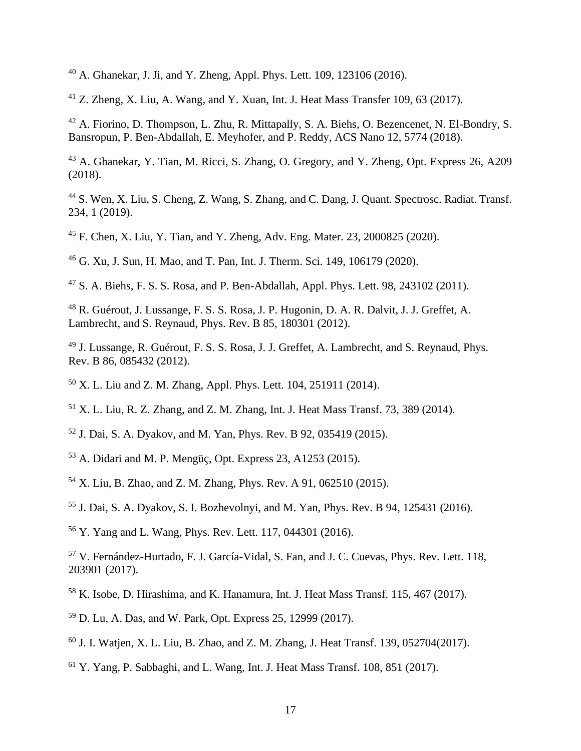[40] A. Ghanekar, J. Ji, and Y. Zheng, Appl. Phys. Lett. 109, 123106 (2016).

[41] Z. Zheng, X. Liu, A. Wang, and Y. Xuan, Int. J. Heat Mass Transfer 109, 63 (2017).

[42] A. Fiorino, D. Thompson, L. Zhu, R. Mittapally, S. A. Biehs, O. Bezencenet, N. El-Bondry, S. Bansropun, P. Ben-Abdallah, E. Meyhofer, and P. Reddy, ACS Nano 12, 5774 (2018).

[43] A. Ghanekar, Y. Tian, M. Ricci, S. Zhang, O. Gregory, and Y. Zheng, Opt. Express 26, A209 (2018).

[44] S. Wen, X. Liu, S. Cheng, Z. Wang, S. Zhang, and C. Dang, J. Quant. Spectrosc. Radiat. Transf. 234, 1 (2019).

[45] F. Chen, X. Liu, Y. Tian, and Y. Zheng, Adv. Eng. Mater. 23, 2000825 (2020).

[46] G. Xu, J. Sun, H. Mao, and T. Pan, Int. J. Therm. Sci. 149, 106179 (2020).

[47] S. A. Biehs, F. S. S. Rosa, and P. Ben-Abdallah, Appl. Phys. Lett. 98, 243102 (2011).

[48] R. Guérout, J. Lussange, F. S. S. Rosa, J. P. Hugonin, D. A. R. Dalvit, J. J. Greffet, A. Lambrecht, and S. Reynaud, Phys. Rev. B 85, 180301 (2012).

[49] J. Lussange, R. Guérout, F. S. S. Rosa, J. J. Greffet, A. Lambrecht, and S. Reynaud, Phys. Rev. B 86, 085432 (2012).

[50] X. L. Liu and Z. M. Zhang, Appl. Phys. Lett. 104, 251911 (2014).

[51] X. L. Liu, R. Z. Zhang, and Z. M. Zhang, Int. J. Heat Mass Transf. 73, 389 (2014).

[52] J. Dai, S. A. Dyakov, and M. Yan, Phys. Rev. B 92, 035419 (2015).

[53] A. Didari and M. P. Mengüç, Opt. Express 23, A1253 (2015).

[54] X. Liu, B. Zhao, and Z. M. Zhang, Phys. Rev. A 91, 062510 (2015).

[55] J. Dai, S. A. Dyakov, S. I. Bozhevolnyi, and M. Yan, Phys. Rev. B 94, 125431 (2016).

[56] Y. Yang and L. Wang, Phys. Rev. Lett. 117, 044301 (2016).

[57] V. Fernández-Hurtado, F. J. García-Vidal, S. Fan, and J. C. Cuevas, Phys. Rev. Lett. 118, 203901 (2017).

[58] K. Isobe, D. Hirashima, and K. Hanamura, Int. J. Heat Mass Transf. 115, 467 (2017).

[59] D. Lu, A. Das, and W. Park, Opt. Express 25, 12999 (2017).

[60] J. I. Watjen, X. L. Liu, B. Zhao, and Z. M. Zhang, J. Heat Transf. 139, 052704(2017).

[61] Y. Yang, P. Sabbaghi, and L. Wang, Int. J. Heat Mass Transf. 108, 851 (2017).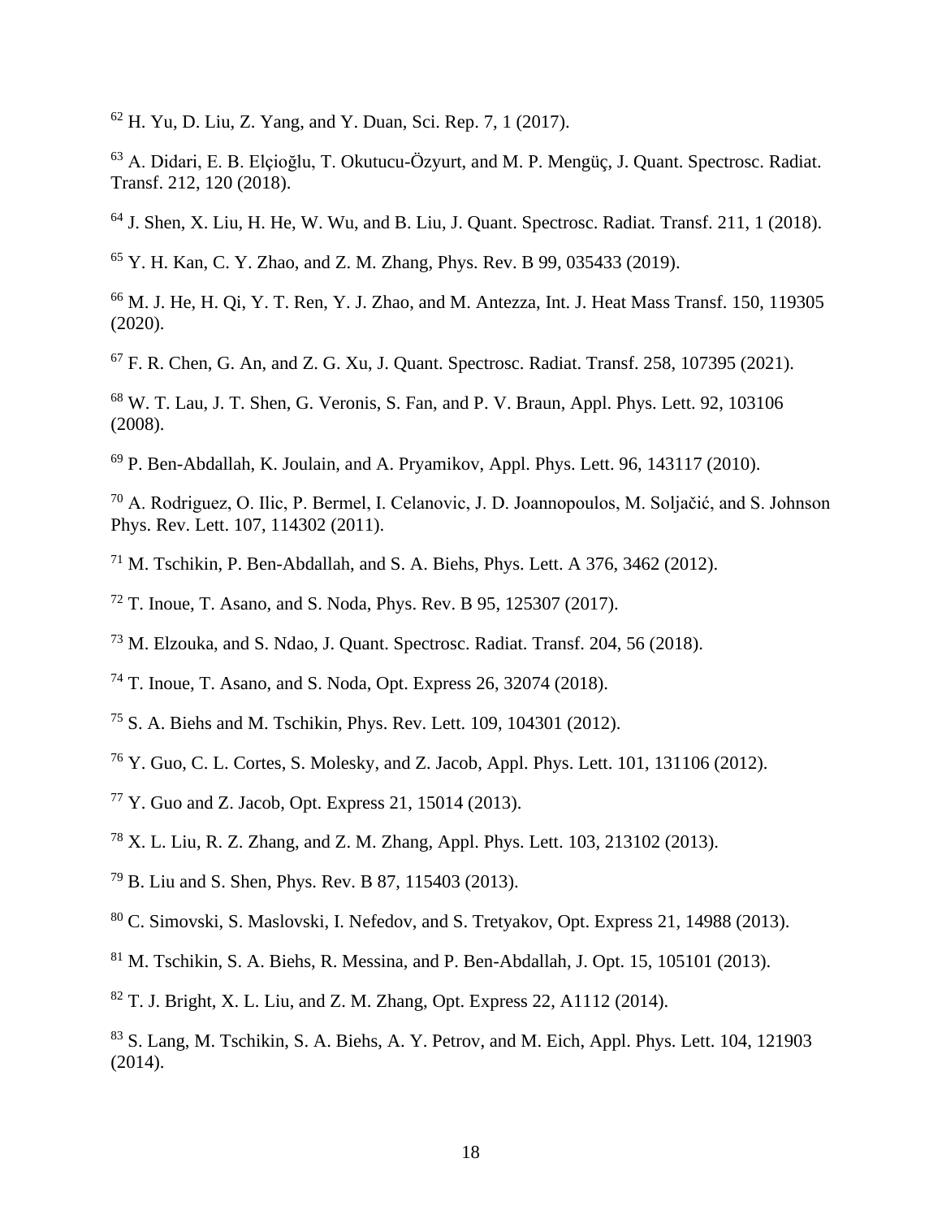[62] H. Yu, D. Liu, Z. Yang, and Y. Duan, Sci. Rep. 7, 1 (2017).

[63] A. Didari, E. B. Elçioğlu, T. Okutucu-Özyurt, and M. P. Mengüç, J. Quant. Spectrosc. Radiat. Transf. 212, 120 (2018).

[64] J. Shen, X. Liu, H. He, W. Wu, and B. Liu, J. Quant. Spectrosc. Radiat. Transf. 211, 1 (2018).

[65] Y. H. Kan, C. Y. Zhao, and Z. M. Zhang, Phys. Rev. B 99, 035433 (2019).

[66] M. J. He, H. Qi, Y. T. Ren, Y. J. Zhao, and M. Antezza, Int. J. Heat Mass Transf. 150, 119305 (2020).

[67] F. R. Chen, G. An, and Z. G. Xu, J. Quant. Spectrosc. Radiat. Transf. 258, 107395 (2021).

[68] W. T. Lau, J. T. Shen, G. Veronis, S. Fan, and P. V. Braun, Appl. Phys. Lett. 92, 103106 (2008).

[69] P. Ben-Abdallah, K. Joulain, and A. Pryamikov, Appl. Phys. Lett. 96, 143117 (2010).

[70] A. Rodriguez, O. Ilic, P. Bermel, I. Celanovic, J. D. Joannopoulos, M. Soljačić, and S. Johnson Phys. Rev. Lett. 107, 114302 (2011).

[71] M. Tschikin, P. Ben-Abdallah, and S. A. Biehs, Phys. Lett. A 376, 3462 (2012).

[72] T. Inoue, T. Asano, and S. Noda, Phys. Rev. B 95, 125307 (2017).

[73] M. Elzouka, and S. Ndao, J. Quant. Spectrosc. Radiat. Transf. 204, 56 (2018).

[74] T. Inoue, T. Asano, and S. Noda, Opt. Express 26, 32074 (2018).

[75] S. A. Biehs and M. Tschikin, Phys. Rev. Lett. 109, 104301 (2012).

[76] Y. Guo, C. L. Cortes, S. Molesky, and Z. Jacob, Appl. Phys. Lett. 101, 131106 (2012).

[77] Y. Guo and Z. Jacob, Opt. Express 21, 15014 (2013).

[78] X. L. Liu, R. Z. Zhang, and Z. M. Zhang, Appl. Phys. Lett. 103, 213102 (2013).

[79] B. Liu and S. Shen, Phys. Rev. B 87, 115403 (2013).

[80] C. Simovski, S. Maslovski, I. Nefedov, and S. Tretyakov, Opt. Express 21, 14988 (2013).

[81] M. Tschikin, S. A. Biehs, R. Messina, and P. Ben-Abdallah, J. Opt. 15, 105101 (2013).

[82] T. J. Bright, X. L. Liu, and Z. M. Zhang, Opt. Express 22, A1112 (2014).

[83] S. Lang, M. Tschikin, S. A. Biehs, A. Y. Petrov, and M. Eich, Appl. Phys. Lett. 104, 121903 (2014).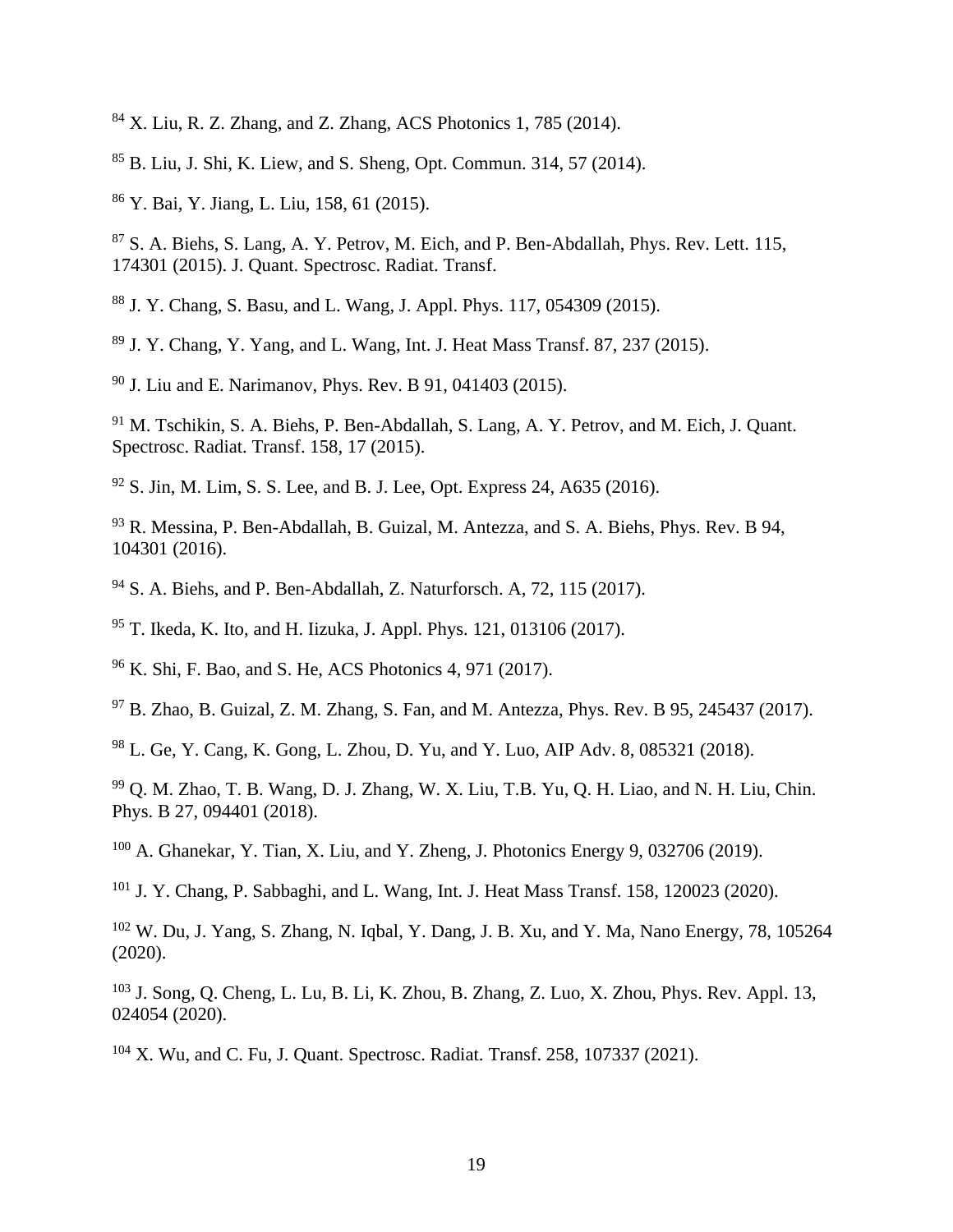[84] X. Liu, R. Z. Zhang, and Z. Zhang, ACS Photonics 1, 785 (2014).

[85] B. Liu, J. Shi, K. Liew, and S. Sheng, Opt. Commun. 314, 57 (2014).

[86] Y. Bai, Y. Jiang, L. Liu, 158, 61 (2015).

[87] S. A. Biehs, S. Lang, A. Y. Petrov, M. Eich, and P. Ben-Abdallah, Phys. Rev. Lett. 115, 174301 (2015). J. Quant. Spectrosc. Radiat. Transf.

[88] J. Y. Chang, S. Basu, and L. Wang, J. Appl. Phys. 117, 054309 (2015).

[89] J. Y. Chang, Y. Yang, and L. Wang, Int. J. Heat Mass Transf. 87, 237 (2015).

[90] J. Liu and E. Narimanov, Phys. Rev. B 91, 041403 (2015).

[91] M. Tschikin, S. A. Biehs, P. Ben-Abdallah, S. Lang, A. Y. Petrov, and M. Eich, J. Quant. Spectrosc. Radiat. Transf. 158, 17 (2015).

[92] S. Jin, M. Lim, S. S. Lee, and B. J. Lee, Opt. Express 24, A635 (2016).

[93] R. Messina, P. Ben-Abdallah, B. Guizal, M. Antezza, and S. A. Biehs, Phys. Rev. B 94, 104301 (2016).

[94] S. A. Biehs, and P. Ben-Abdallah, Z. Naturforsch. A, 72, 115 (2017).

[95] T. Ikeda, K. Ito, and H. Iizuka, J. Appl. Phys. 121, 013106 (2017).

[96] K. Shi, F. Bao, and S. He, ACS Photonics 4, 971 (2017).

[97] B. Zhao, B. Guizal, Z. M. Zhang, S. Fan, and M. Antezza, Phys. Rev. B 95, 245437 (2017).

[98] L. Ge, Y. Cang, K. Gong, L. Zhou, D. Yu, and Y. Luo, AIP Adv. 8, 085321 (2018).

[99] Q. M. Zhao, T. B. Wang, D. J. Zhang, W. X. Liu, T.B. Yu, Q. H. Liao, and N. H. Liu, Chin. Phys. B 27, 094401 (2018).

[100] A. Ghanekar, Y. Tian, X. Liu, and Y. Zheng, J. Photonics Energy 9, 032706 (2019).

[101] J. Y. Chang, P. Sabbaghi, and L. Wang, Int. J. Heat Mass Transf. 158, 120023 (2020).

[102] W. Du, J. Yang, S. Zhang, N. Iqbal, Y. Dang, J. B. Xu, and Y. Ma, Nano Energy, 78, 105264 (2020).

[103] J. Song, Q. Cheng, L. Lu, B. Li, K. Zhou, B. Zhang, Z. Luo, X. Zhou, Phys. Rev. Appl. 13, 024054 (2020).

[104] X. Wu, and C. Fu, J. Quant. Spectrosc. Radiat. Transf. 258, 107337 (2021).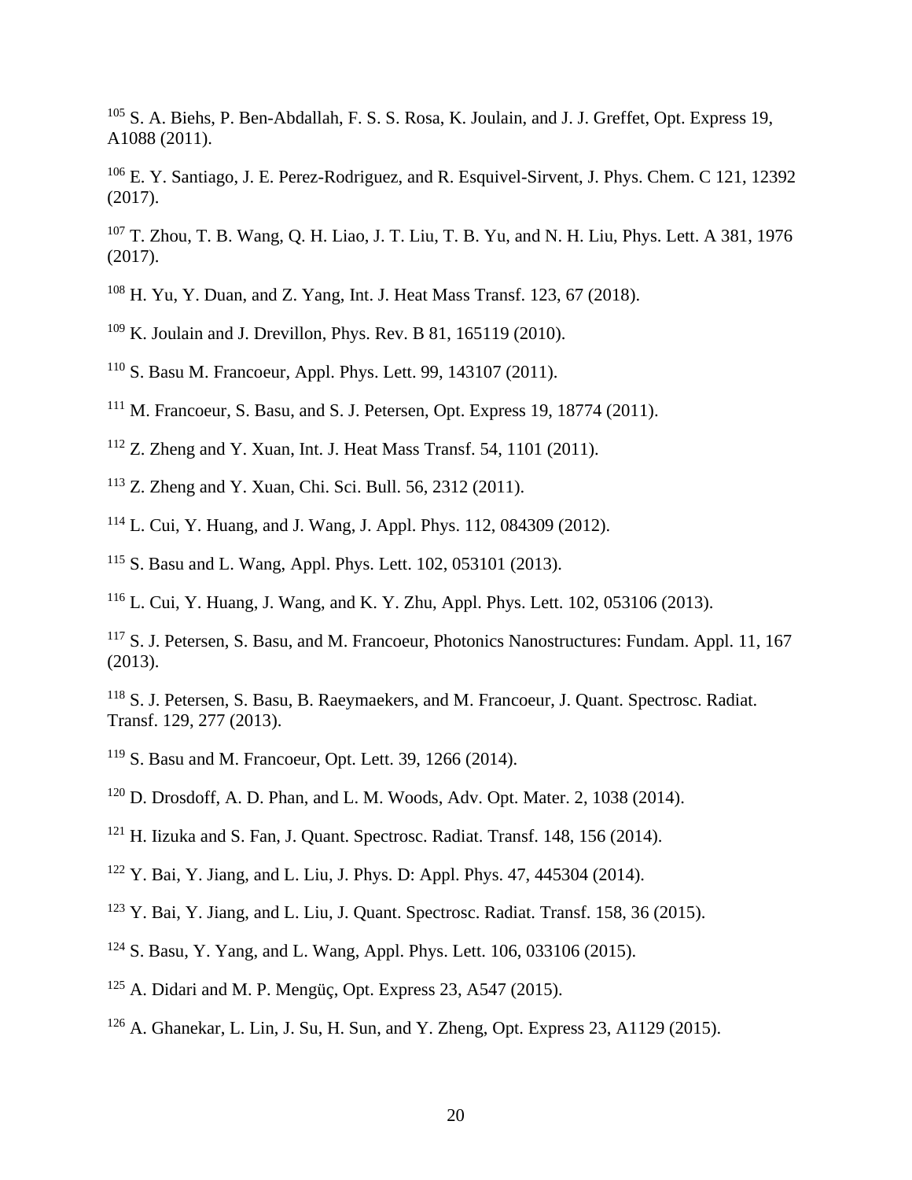[105] S. A. Biehs, P. Ben-Abdallah, F. S. S. Rosa, K. Joulain, and J. J. Greffet, Opt. Express 19, A1088 (2011).

[106] E. Y. Santiago, J. E. Perez-Rodriguez, and R. Esquivel-Sirvent, J. Phys. Chem. C 121, 12392 (2017).

[107] T. Zhou, T. B. Wang, Q. H. Liao, J. T. Liu, T. B. Yu, and N. H. Liu, Phys. Lett. A 381, 1976 (2017).

[108] H. Yu, Y. Duan, and Z. Yang, Int. J. Heat Mass Transf. 123, 67 (2018).

[109] K. Joulain and J. Drevillon, Phys. Rev. B 81, 165119 (2010).

[110] S. Basu M. Francoeur, Appl. Phys. Lett. 99, 143107 (2011).

[111] M. Francoeur, S. Basu, and S. J. Petersen, Opt. Express 19, 18774 (2011).

[112] Z. Zheng and Y. Xuan, Int. J. Heat Mass Transf. 54, 1101 (2011).

[113] Z. Zheng and Y. Xuan, Chi. Sci. Bull. 56, 2312 (2011).

[114] L. Cui, Y. Huang, and J. Wang, J. Appl. Phys. 112, 084309 (2012).

[115] S. Basu and L. Wang, Appl. Phys. Lett. 102, 053101 (2013).

[116] L. Cui, Y. Huang, J. Wang, and K. Y. Zhu, Appl. Phys. Lett. 102, 053106 (2013).

[117] S. J. Petersen, S. Basu, and M. Francoeur, Photonics Nanostructures: Fundam. Appl. 11, 167 (2013).

[118] S. J. Petersen, S. Basu, B. Raeymaekers, and M. Francoeur, J. Quant. Spectrosc. Radiat. Transf. 129, 277 (2013).

[119] S. Basu and M. Francoeur, Opt. Lett. 39, 1266 (2014).

[120] D. Drosdoff, A. D. Phan, and L. M. Woods, Adv. Opt. Mater. 2, 1038 (2014).

[121] H. Iizuka and S. Fan, J. Quant. Spectrosc. Radiat. Transf. 148, 156 (2014).

[122] Y. Bai, Y. Jiang, and L. Liu, J. Phys. D: Appl. Phys. 47, 445304 (2014).

[123] Y. Bai, Y. Jiang, and L. Liu, J. Quant. Spectrosc. Radiat. Transf. 158, 36 (2015).

[124] S. Basu, Y. Yang, and L. Wang, Appl. Phys. Lett. 106, 033106 (2015).

[125] A. Didari and M. P. Mengüç, Opt. Express 23, A547 (2015).

[126] A. Ghanekar, L. Lin, J. Su, H. Sun, and Y. Zheng, Opt. Express 23, A1129 (2015).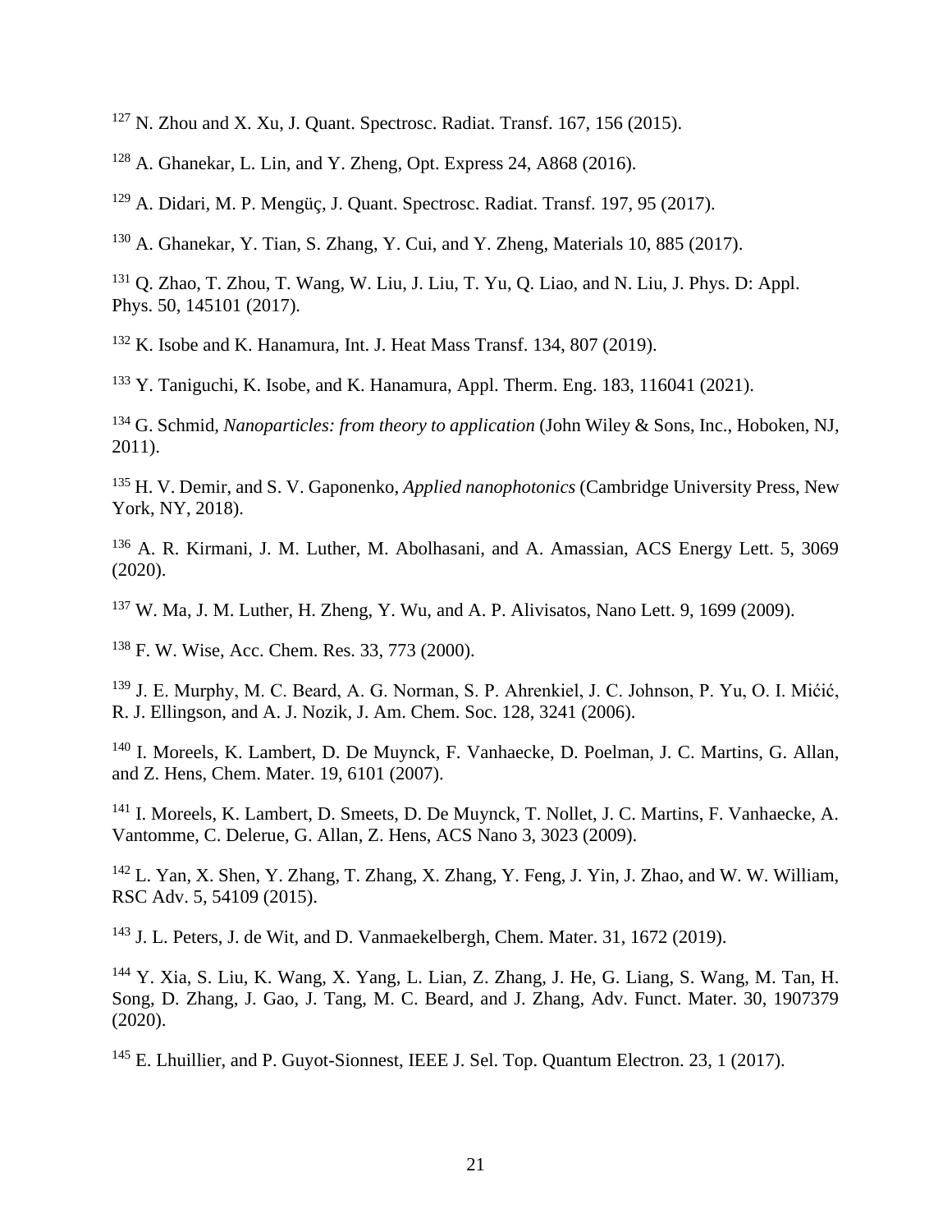[127] N. Zhou and X. Xu, J. Quant. Spectrosc. Radiat. Transf. 167, 156 (2015).

[128] A. Ghanekar, L. Lin, and Y. Zheng, Opt. Express 24, A868 (2016).

[129] A. Didari, M. P. Mengüç, J. Quant. Spectrosc. Radiat. Transf. 197, 95 (2017).

[130] A. Ghanekar, Y. Tian, S. Zhang, Y. Cui, and Y. Zheng, Materials 10, 885 (2017).

[131] Q. Zhao, T. Zhou, T. Wang, W. Liu, J. Liu, T. Yu, Q. Liao, and N. Liu, J. Phys. D: Appl. Phys. 50, 145101 (2017).

[132] K. Isobe and K. Hanamura, Int. J. Heat Mass Transf. 134, 807 (2019).

[133] Y. Taniguchi, K. Isobe, and K. Hanamura, Appl. Therm. Eng. 183, 116041 (2021).

[134] G. Schmid, *Nanoparticles: from theory to application* (John Wiley & Sons, Inc., Hoboken, NJ, 2011).

[135] H. V. Demir, and S. V. Gaponenko, *Applied nanophotonics* (Cambridge University Press, New York, NY, 2018).

[136] A. R. Kirmani, J. M. Luther, M. Abolhasani, and A. Amassian, ACS Energy Lett. 5, 3069 (2020).

[137] W. Ma, J. M. Luther, H. Zheng, Y. Wu, and A. P. Alivisatos, Nano Lett. 9, 1699 (2009).

[138] F. W. Wise, Acc. Chem. Res. 33, 773 (2000).

[139] J. E. Murphy, M. C. Beard, A. G. Norman, S. P. Ahrenkiel, J. C. Johnson, P. Yu, O. I. Mićić, R. J. Ellingson, and A. J. Nozik, J. Am. Chem. Soc. 128, 3241 (2006).

[140] I. Moreels, K. Lambert, D. De Muynck, F. Vanhaecke, D. Poelman, J. C. Martins, G. Allan, and Z. Hens, Chem. Mater. 19, 6101 (2007).

[141] I. Moreels, K. Lambert, D. Smeets, D. De Muynck, T. Nollet, J. C. Martins, F. Vanhaecke, A. Vantomme, C. Delerue, G. Allan, Z. Hens, ACS Nano 3, 3023 (2009).

[142] L. Yan, X. Shen, Y. Zhang, T. Zhang, X. Zhang, Y. Feng, J. Yin, J. Zhao, and W. W. William, RSC Adv. 5, 54109 (2015).

[143] J. L. Peters, J. de Wit, and D. Vanmaekelbergh, Chem. Mater. 31, 1672 (2019).

[144] Y. Xia, S. Liu, K. Wang, X. Yang, L. Lian, Z. Zhang, J. He, G. Liang, S. Wang, M. Tan, H. Song, D. Zhang, J. Gao, J. Tang, M. C. Beard, and J. Zhang, Adv. Funct. Mater. 30, 1907379 (2020).

[145] E. Lhuillier, and P. Guyot-Sionnest, IEEE J. Sel. Top. Quantum Electron. 23, 1 (2017).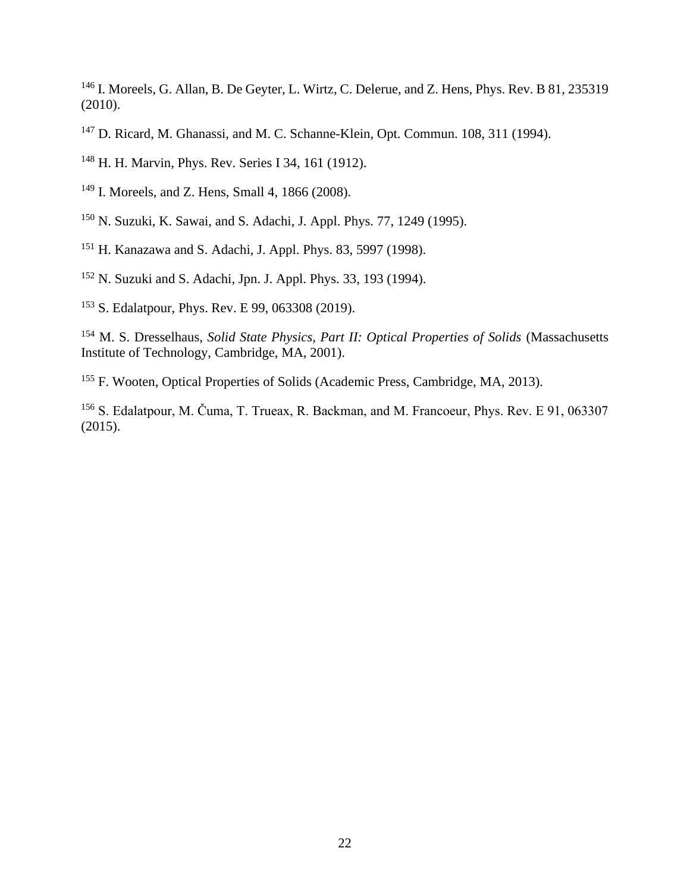[146] I. Moreels, G. Allan, B. De Geyter, L. Wirtz, C. Delerue, and Z. Hens, Phys. Rev. B 81, 235319 (2010).

[147] D. Ricard, M. Ghanassi, and M. C. Schanne-Klein, Opt. Commun. 108, 311 (1994).

[148] H. H. Marvin, Phys. Rev. Series I 34, 161 (1912).

[149] I. Moreels, and Z. Hens, Small 4, 1866 (2008).

[150] N. Suzuki, K. Sawai, and S. Adachi, J. Appl. Phys. 77, 1249 (1995).

[151] H. Kanazawa and S. Adachi, J. Appl. Phys. 83, 5997 (1998).

[152] N. Suzuki and S. Adachi, Jpn. J. Appl. Phys. 33, 193 (1994).

[153] S. Edalatpour, Phys. Rev. E 99, 063308 (2019).

[154] M. S. Dresselhaus, *Solid State Physics, Part II: Optical Properties of Solids* (Massachusetts Institute of Technology, Cambridge, MA, 2001).

[155] F. Wooten, Optical Properties of Solids (Academic Press, Cambridge, MA, 2013).

[156] S. Edalatpour, M. Čuma, T. Trueax, R. Backman, and M. Francoeur, Phys. Rev. E 91, 063307 (2015).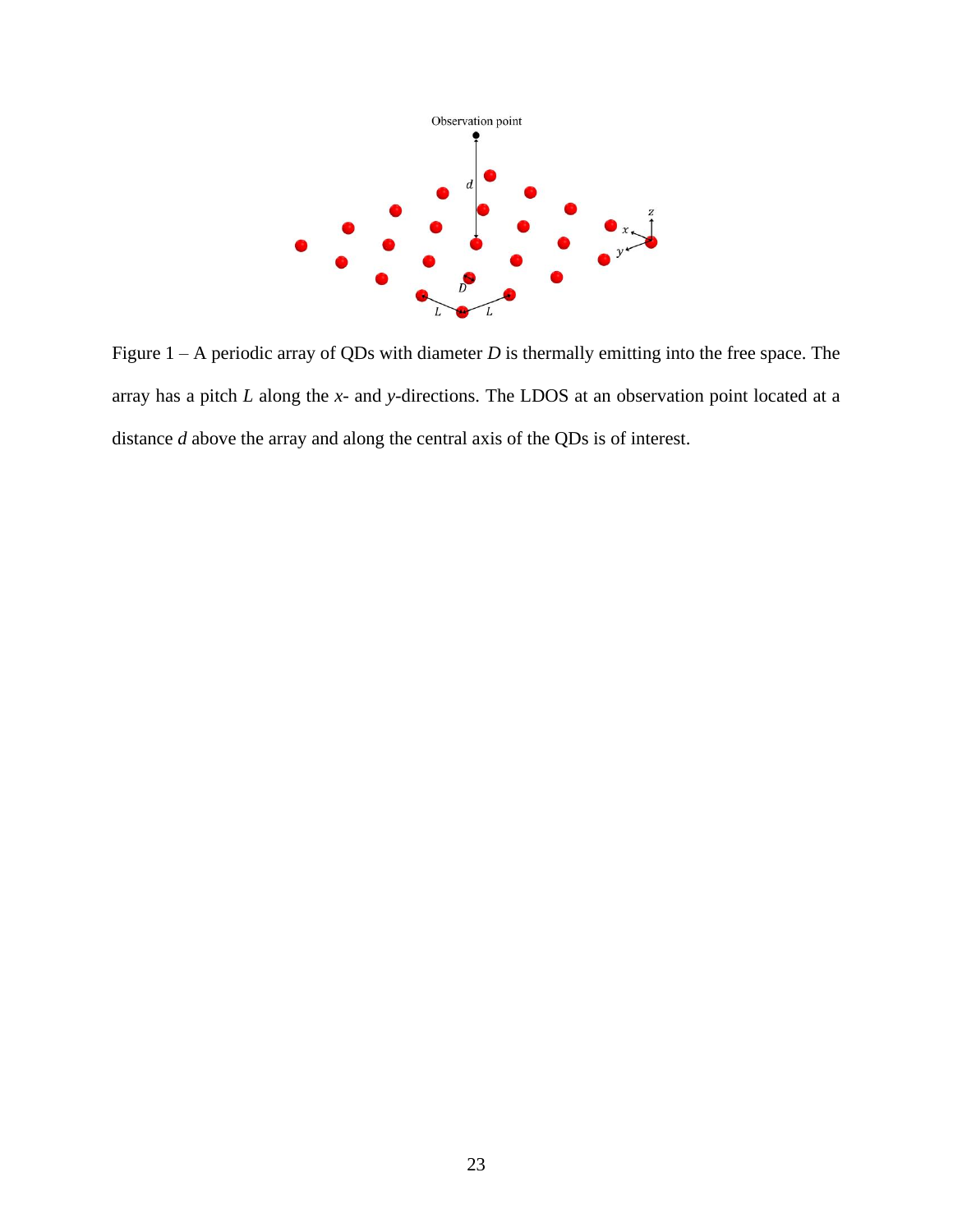Figure 1 – A periodic array of QDs with diameter $D$ is thermally emitting into the free space. The array has a pitch $L$ along the $x$- and $y$-directions. The LDOS at an observation point located at a distance $d$ above the array and along the central axis of the QDs is of interest.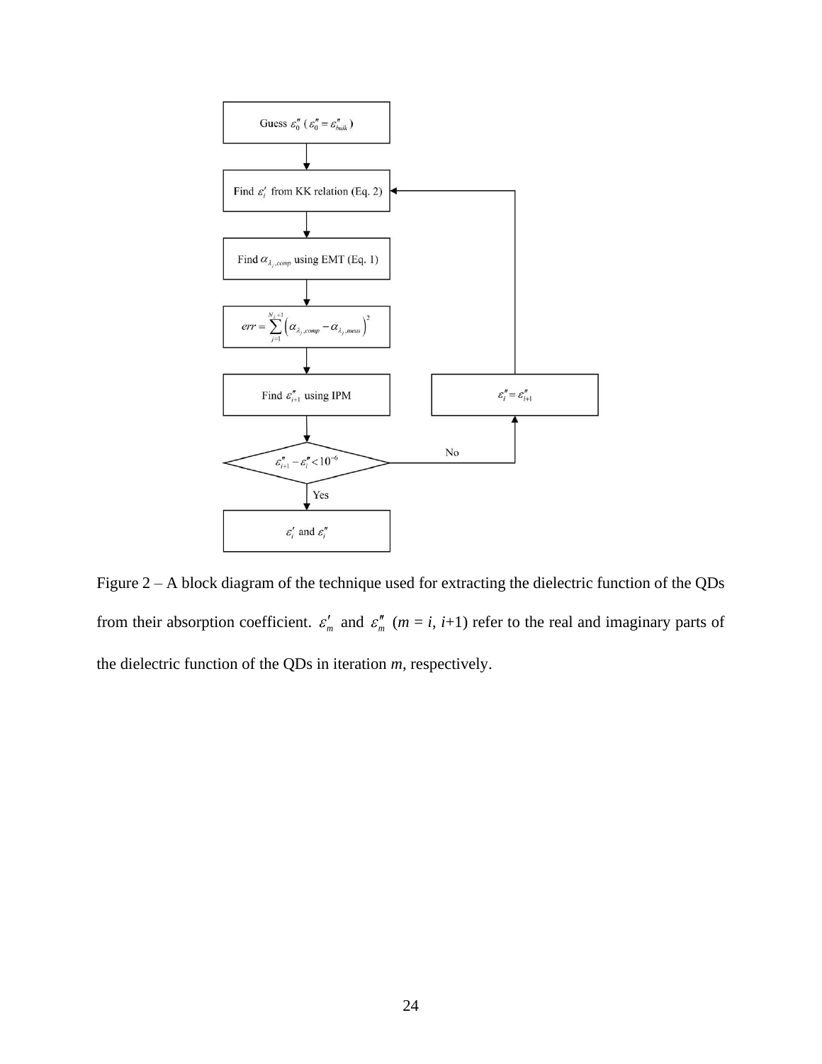Guess $\varepsilon_0''$ ($\varepsilon_0'' = \varepsilon_{bulk}''$)

Find $\varepsilon_i'$ from KK relation (Eq. 2)

Find $\alpha_{\lambda_j,comp}$ using EMT (Eq. 1)

$$err = \sum_{j=1}^{N_\lambda+1} \left( \alpha_{\lambda_j,comp} - \alpha_{\lambda_j,meas} \right)^2$$

Find $\varepsilon_{i+1}''$ using IPM

$\varepsilon_{i+1}'' - \varepsilon_i'' < 10^{-6}$

No: $\varepsilon_i'' = \varepsilon_{i+1}''$

Yes: $\varepsilon_i'$ and $\varepsilon_i''$

Figure 2 – A block diagram of the technique used for extracting the dielectric function of the QDs from their absorption coefficient. $\varepsilon_m'$ and $\varepsilon_m''$ ($m = i$, $i$+1) refer to the real and imaginary parts of the dielectric function of the QDs in iteration $m$, respectively.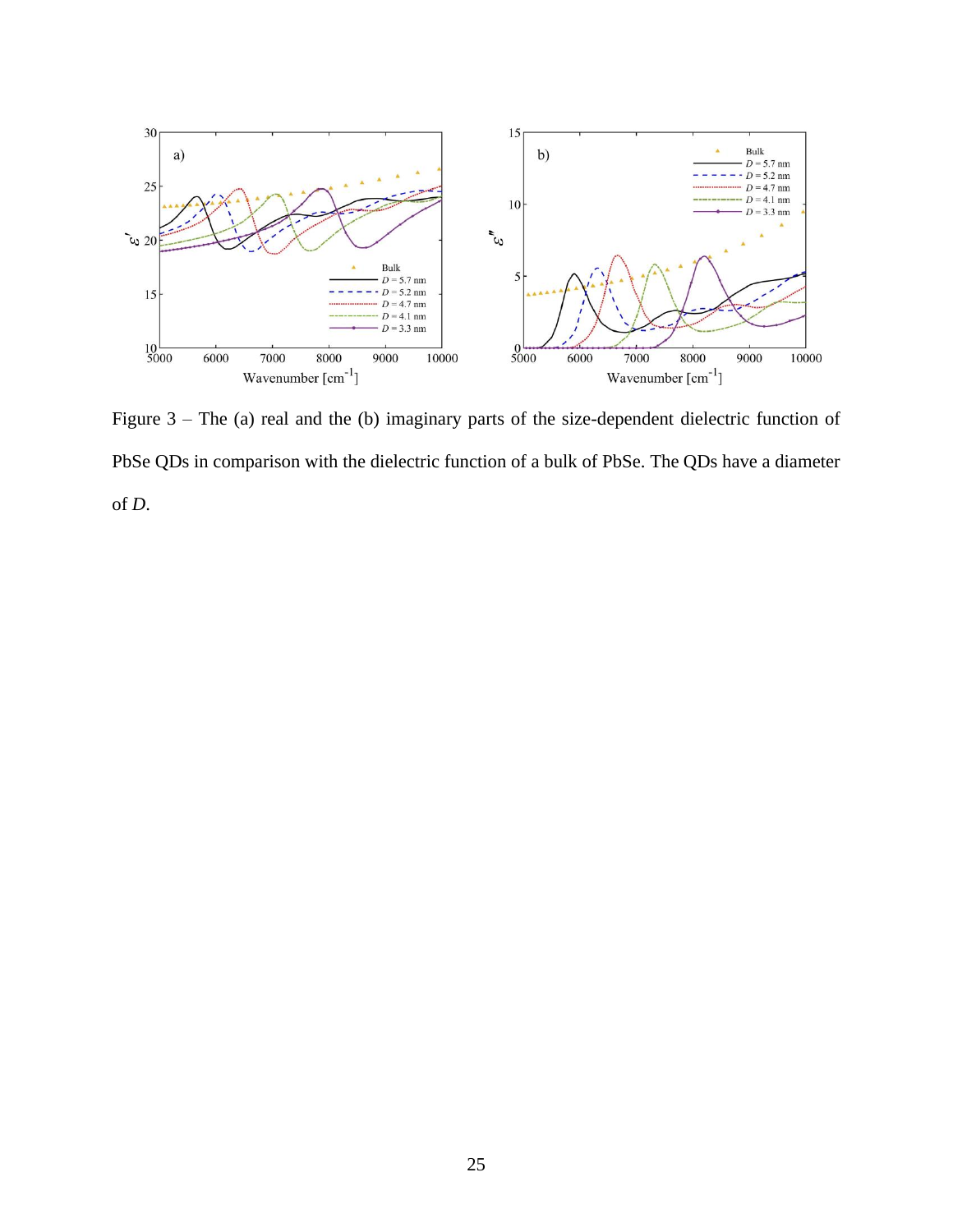Figure 3 – The (a) real and the (b) imaginary parts of the size-dependent dielectric function of PbSe QDs in comparison with the dielectric function of a bulk of PbSe. The QDs have a diameter of *D*.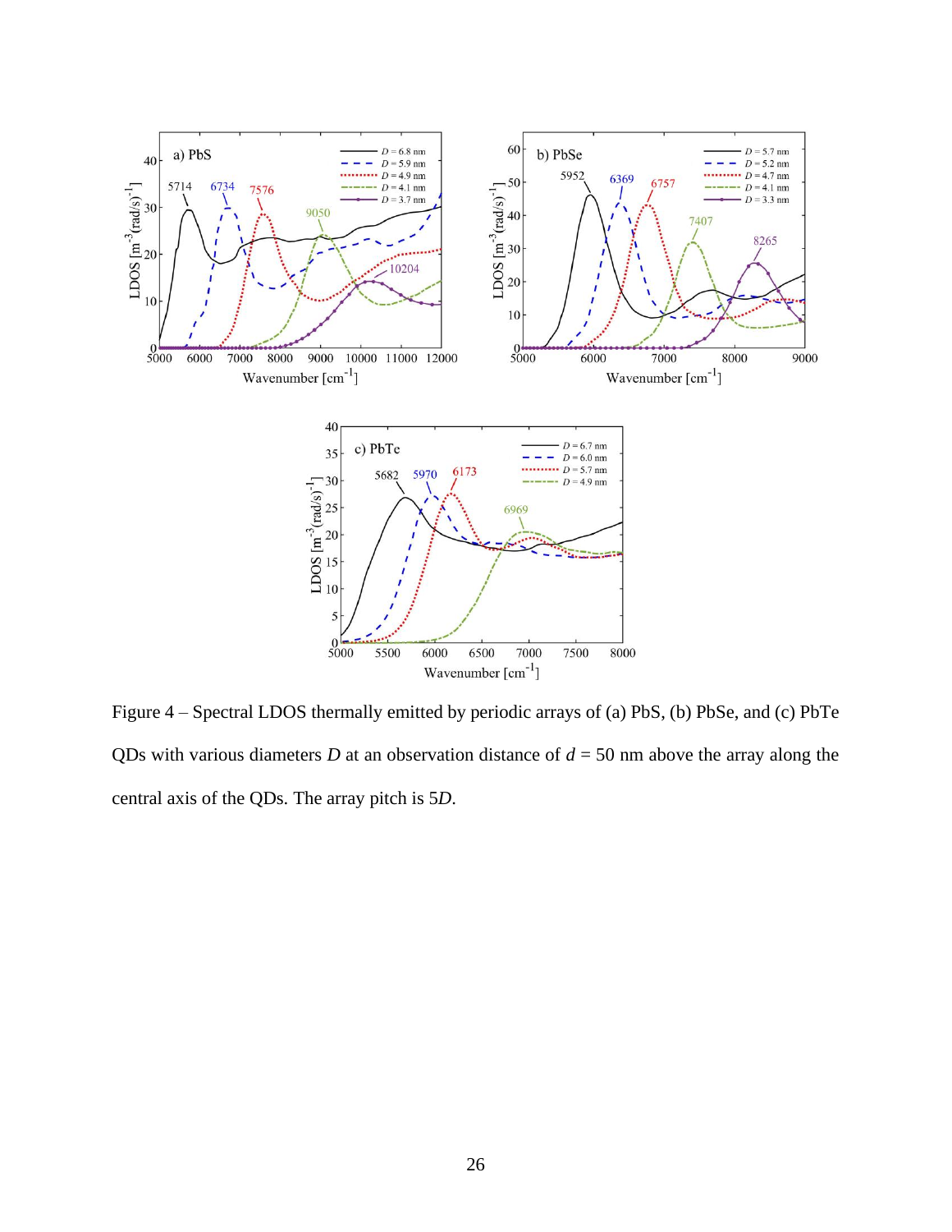Figure 4 – Spectral LDOS thermally emitted by periodic arrays of (a) PbS, (b) PbSe, and (c) PbTe QDs with various diameters $D$ at an observation distance of $d$ = 50 nm above the array along the central axis of the QDs. The array pitch is $5D$.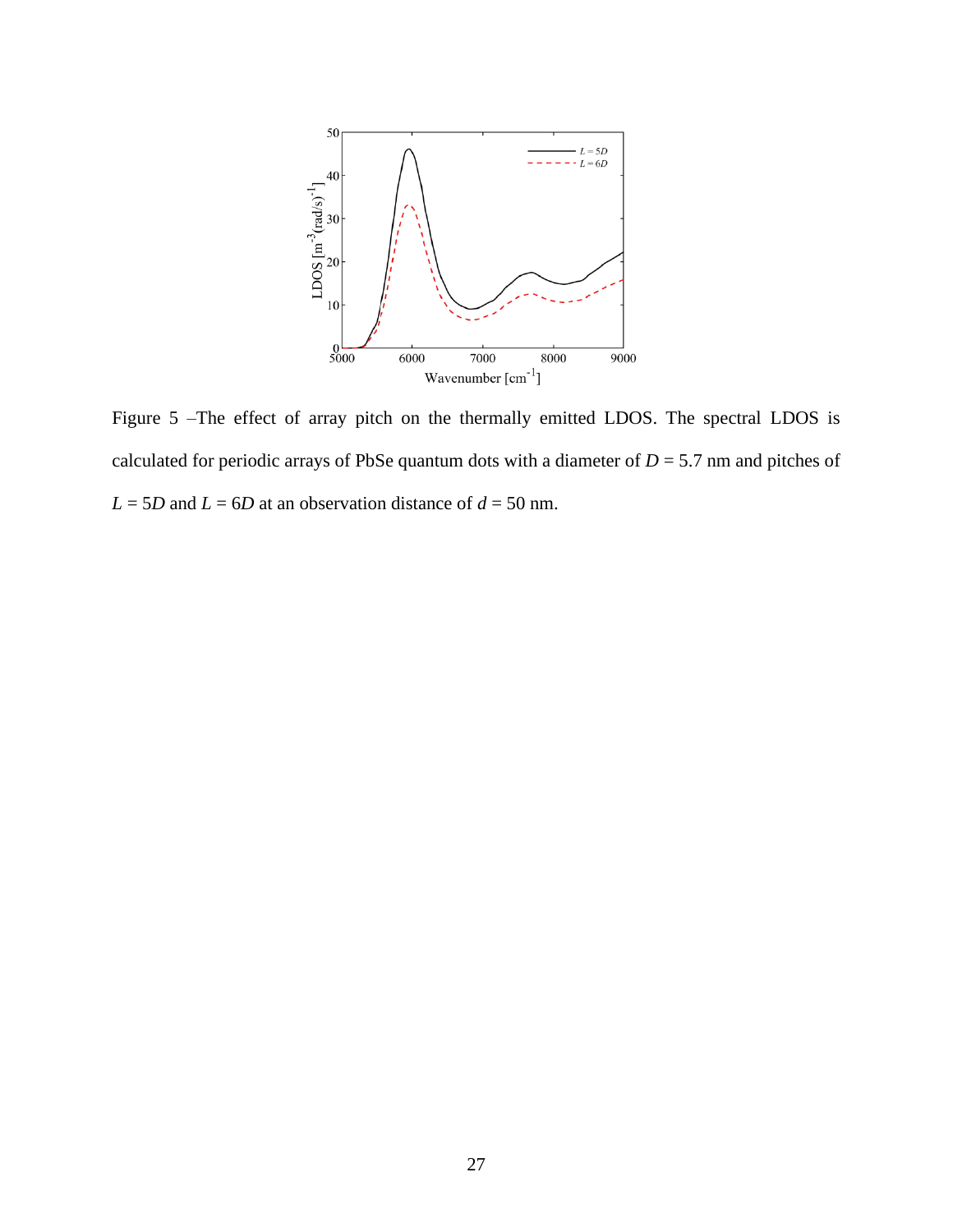Figure 5 –The effect of array pitch on the thermally emitted LDOS. The spectral LDOS is calculated for periodic arrays of PbSe quantum dots with a diameter of $D$ = 5.7 nm and pitches of $L$ = 5$D$ and $L$ = 6$D$ at an observation distance of $d$ = 50 nm.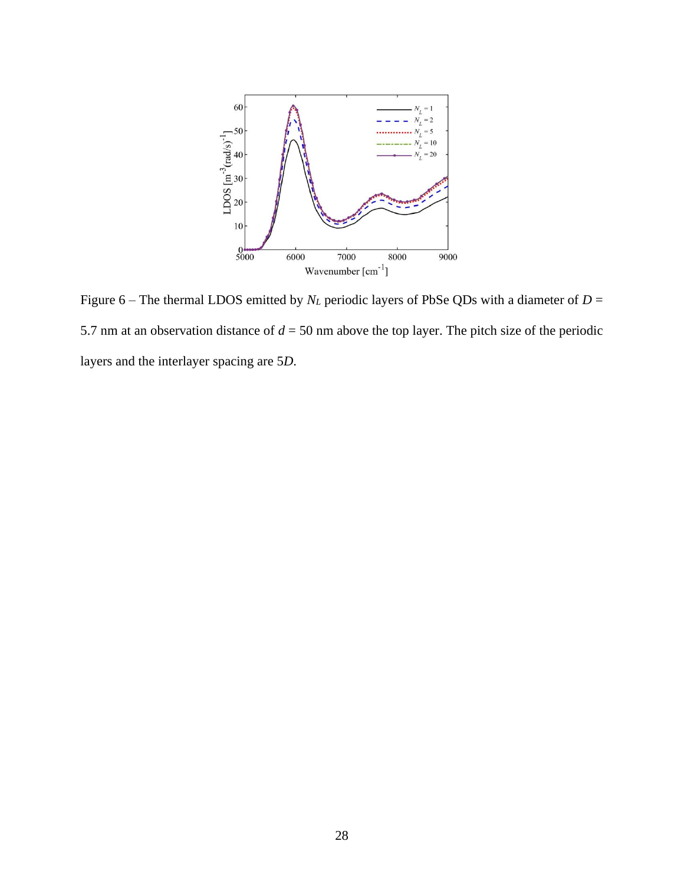Figure 6 – The thermal LDOS emitted by $N_L$ periodic layers of PbSe QDs with a diameter of $D$ = 5.7 nm at an observation distance of $d$ = 50 nm above the top layer. The pitch size of the periodic layers and the interlayer spacing are 5$D$.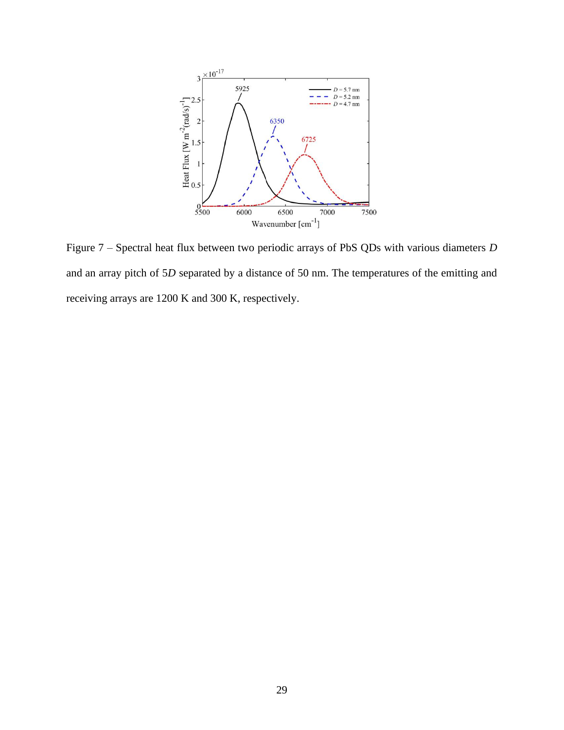Figure 7 – Spectral heat flux between two periodic arrays of PbS QDs with various diameters $D$ and an array pitch of $5D$ separated by a distance of 50 nm. The temperatures of the emitting and receiving arrays are 1200 K and 300 K, respectively.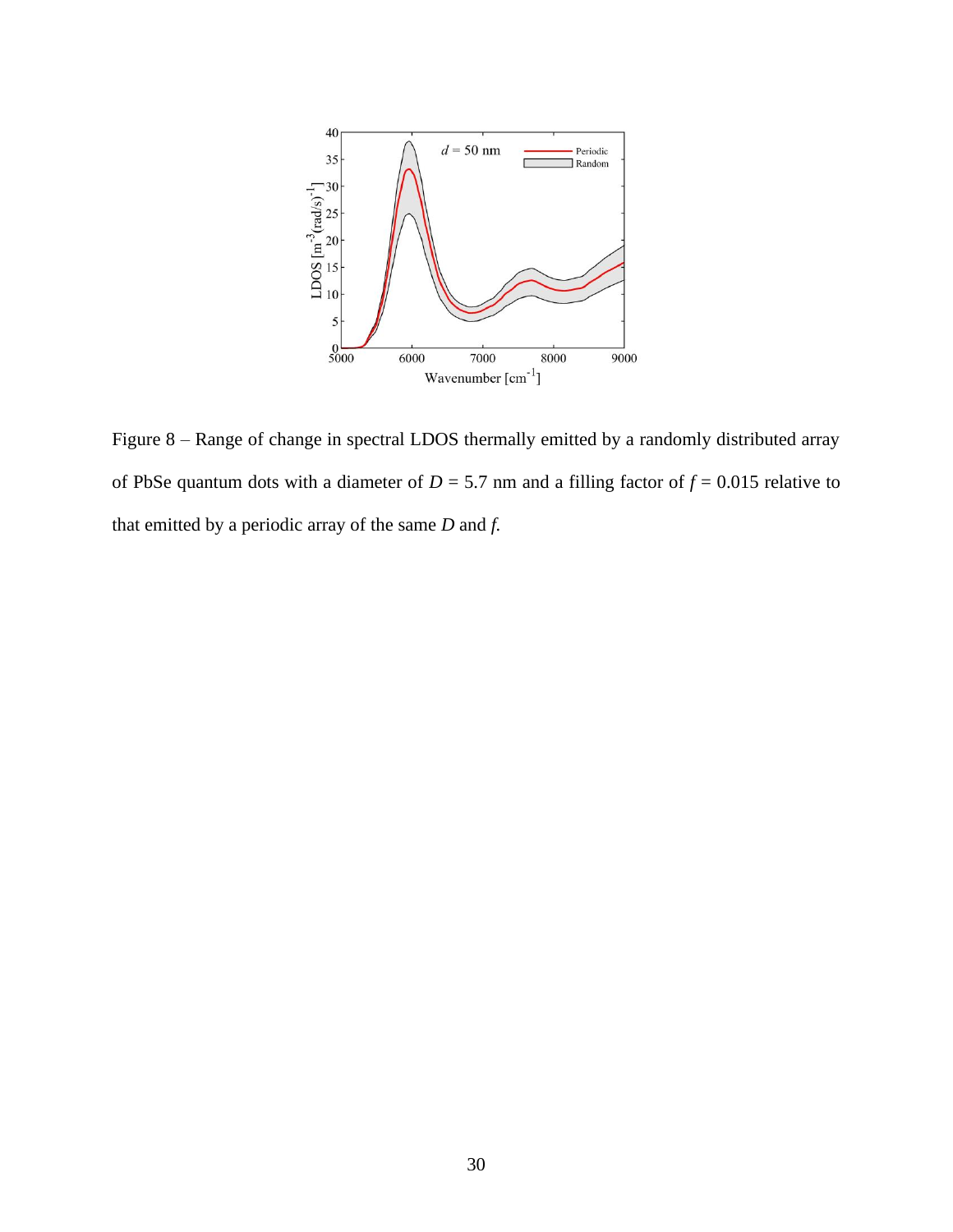LDOS [m$^{-3}$(rad/s)$^{-1}$]

40
35
30
25
20
15
10
5
0

5000 6000 7000 8000 9000

Wavenumber [cm$^{-1}$]

$d$ = 50 nm

Periodic
Random

Figure 8 – Range of change in spectral LDOS thermally emitted by a randomly distributed array of PbSe quantum dots with a diameter of $D$ = 5.7 nm and a filling factor of $f$ = 0.015 relative to that emitted by a periodic array of the same $D$ and $f$.